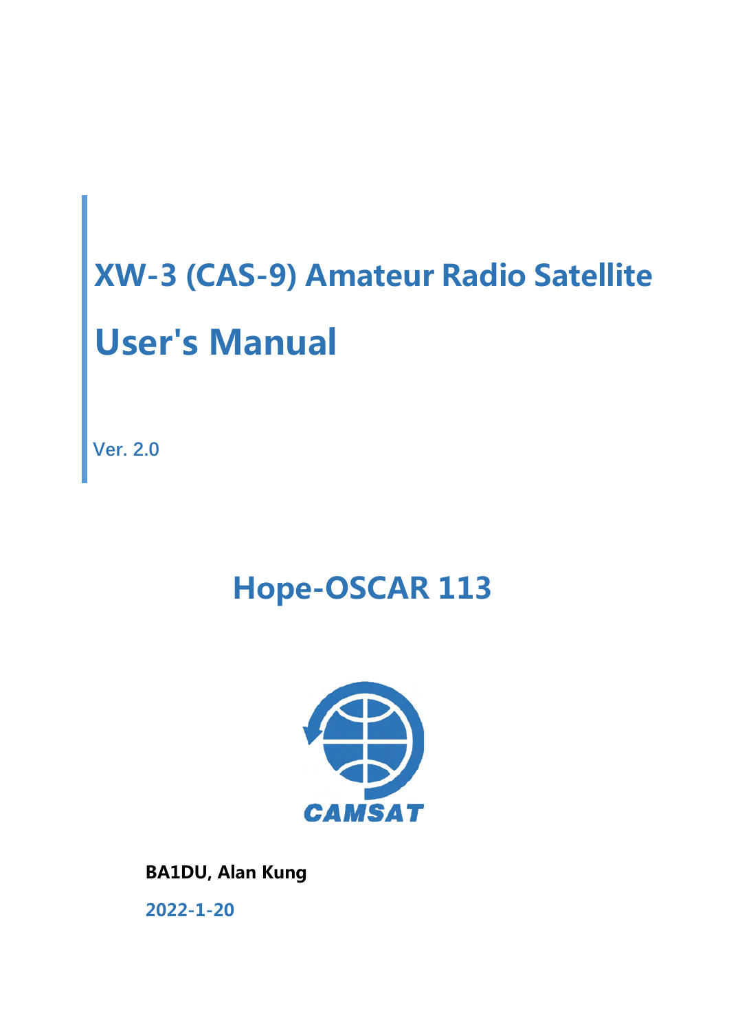# XW-3 (CAS-9) Amateur Radio Satellite

# User's Manual

Ver. 2.0

## Hope-OSCAR 113

CAMSAT

**BA1DU, Alan Kung**

**2022-1-20**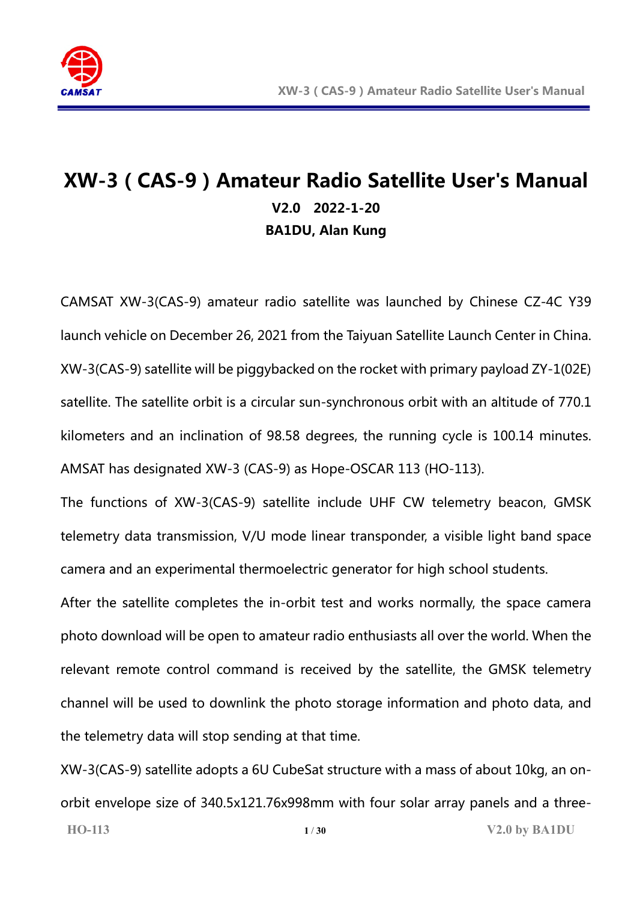# XW-3 ( CAS-9 ) Amateur Radio Satellite User's Manual

**V2.0 2022-1-20**

**BA1DU, Alan Kung**

CAMSAT XW-3(CAS-9) amateur radio satellite was launched by Chinese CZ-4C Y39 launch vehicle on December 26, 2021 from the Taiyuan Satellite Launch Center in China. XW-3(CAS-9) satellite will be piggybacked on the rocket with primary payload ZY-1(02E) satellite. The satellite orbit is a circular sun-synchronous orbit with an altitude of 770.1 kilometers and an inclination of 98.58 degrees, the running cycle is 100.14 minutes. AMSAT has designated XW-3 (CAS-9) as Hope-OSCAR 113 (HO-113).

The functions of XW-3(CAS-9) satellite include UHF CW telemetry beacon, GMSK telemetry data transmission, V/U mode linear transponder, a visible light band space camera and an experimental thermoelectric generator for high school students.

After the satellite completes the in-orbit test and works normally, the space camera photo download will be open to amateur radio enthusiasts all over the world. When the relevant remote control command is received by the satellite, the GMSK telemetry channel will be used to downlink the photo storage information and photo data, and the telemetry data will stop sending at that time.

XW-3(CAS-9) satellite adopts a 6U CubeSat structure with a mass of about 10kg, an on-orbit envelope size of 340.5x121.76x998mm with four solar array panels and a three-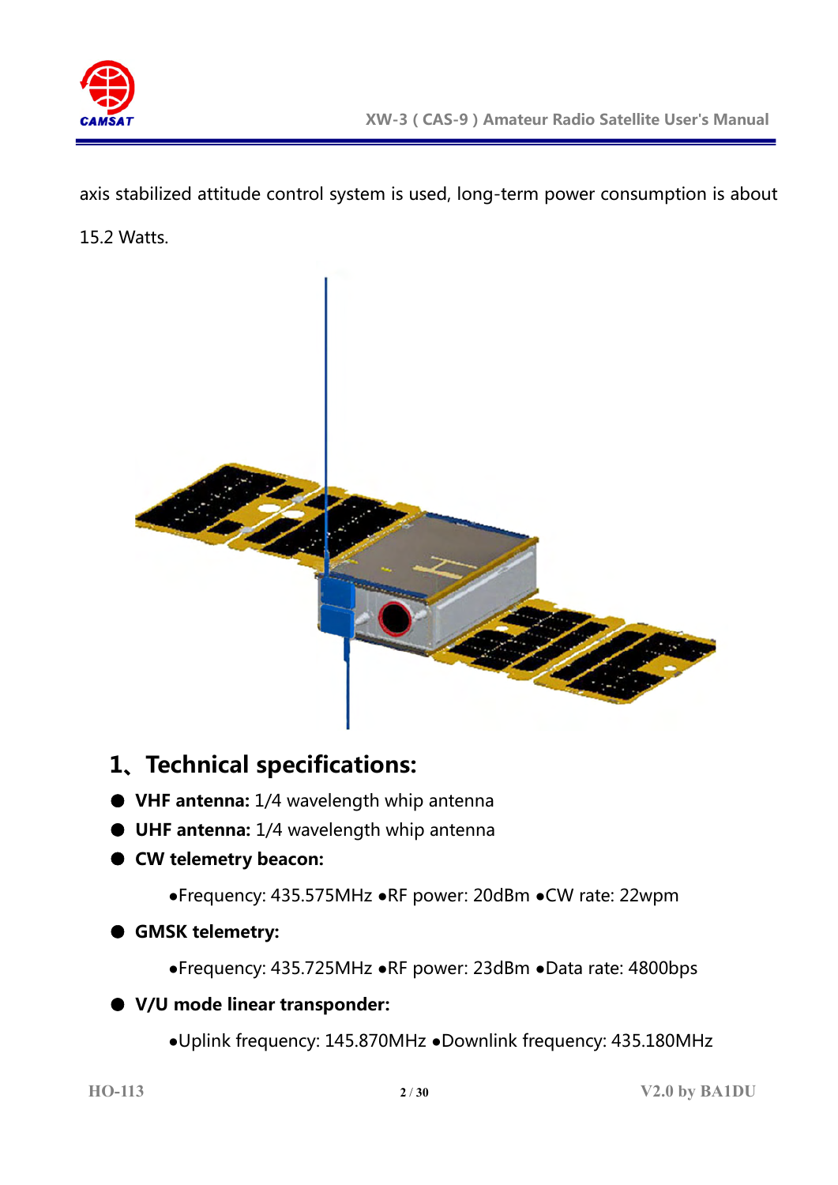axis stabilized attitude control system is used, long-term power consumption is about 15.2 Watts.

## 1、Technical specifications:

- **VHF antenna:** 1/4 wavelength whip antenna
- **UHF antenna:** 1/4 wavelength whip antenna
- **CW telemetry beacon:**

  •Frequency: 435.575MHz •RF power: 20dBm •CW rate: 22wpm

- **GMSK telemetry:**

  •Frequency: 435.725MHz •RF power: 23dBm •Data rate: 4800bps

- **V/U mode linear transponder:**

  •Uplink frequency: 145.870MHz •Downlink frequency: 435.180MHz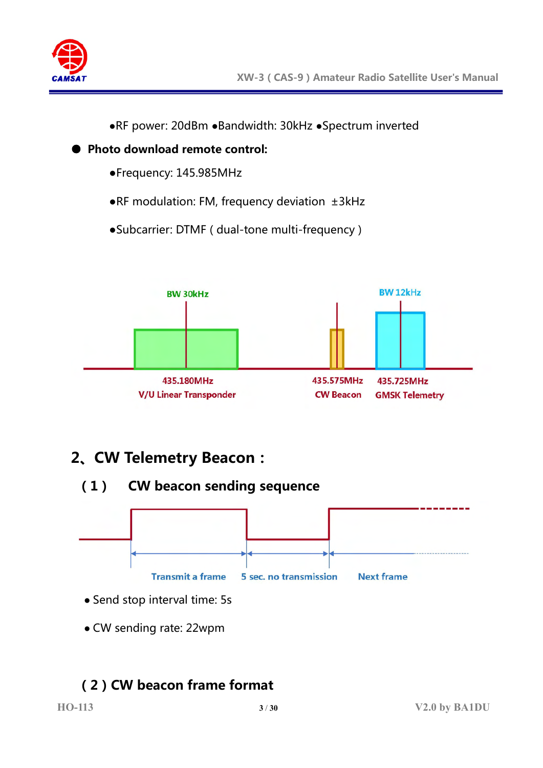●RF power: 20dBm ●Bandwidth: 30kHz ●Spectrum inverted

- **Photo download remote control:**

●Frequency: 145.985MHz

●RF modulation: FM, frequency deviation ±3kHz

●Subcarrier: DTMF ( dual-tone multi-frequency )

BW 30kHz

BW 12kHz

435.180MHz
V/U Linear Transponder

435.575MHz
CW Beacon

435.725MHz
GMSK Telemetry

## 2、CW Telemetry Beacon：

### ( 1 ) CW beacon sending sequence

Transmit a frame | 5 sec. no transmission | Next frame

- Send stop interval time: 5s
- CW sending rate: 22wpm

### ( 2 ) CW beacon frame format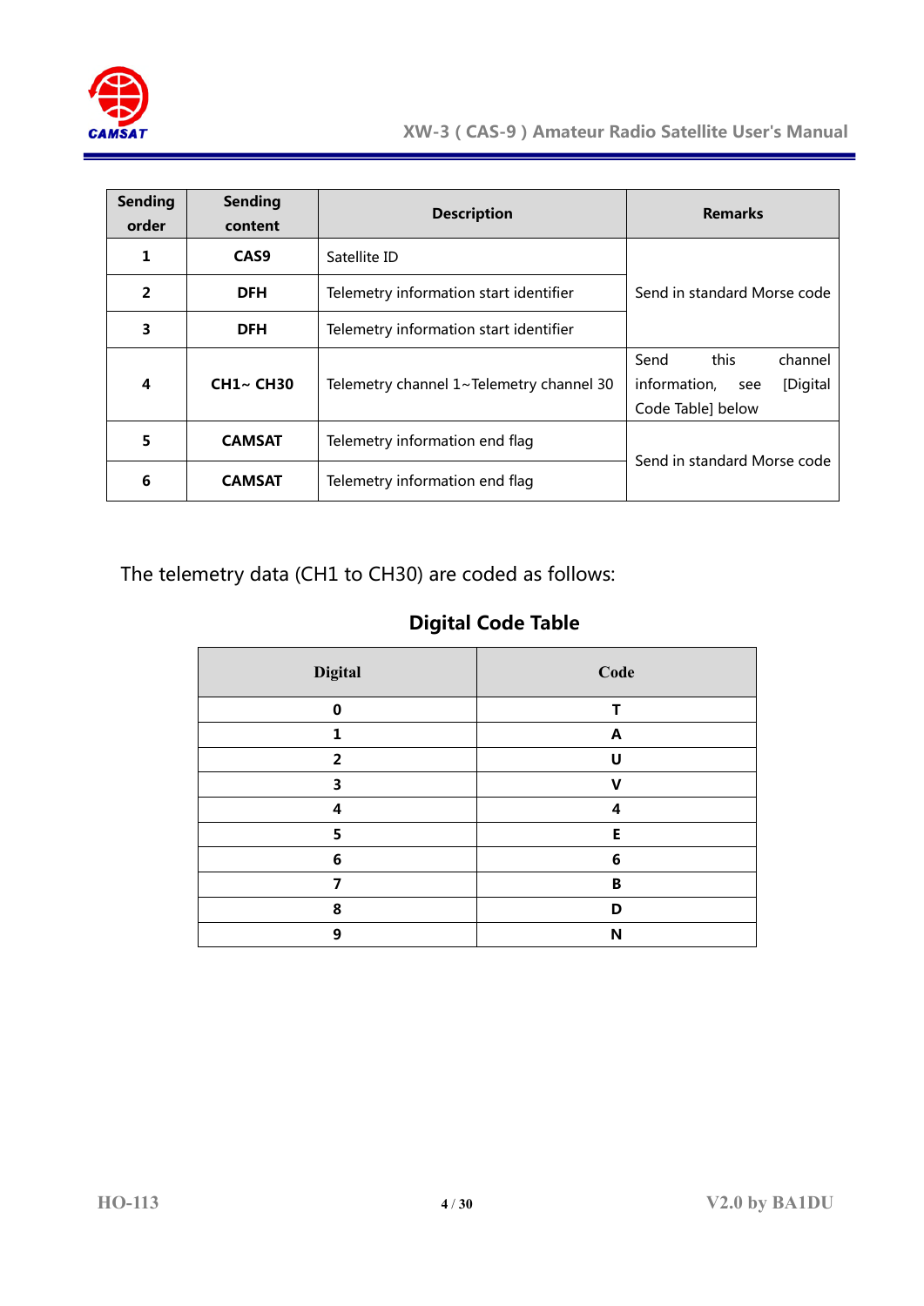| Sending order | Sending content | Description | Remarks |
|---|---|---|---|
| 1 | CAS9 | Satellite ID | Send in standard Morse code |
| 2 | DFH | Telemetry information start identifier | |
| 3 | DFH | Telemetry information start identifier | |
| 4 | CH1~ CH30 | Telemetry channel 1~Telemetry channel 30 | Send this channel information, see [Digital Code Table] below |
| 5 | CAMSAT | Telemetry information end flag | Send in standard Morse code |
| 6 | CAMSAT | Telemetry information end flag | |

The telemetry data (CH1 to CH30) are coded as follows:

## Digital Code Table

| Digital | Code |
|---|---|
| 0 | T |
| 1 | A |
| 2 | U |
| 3 | V |
| 4 | 4 |
| 5 | E |
| 6 | 6 |
| 7 | B |
| 8 | D |
| 9 | N |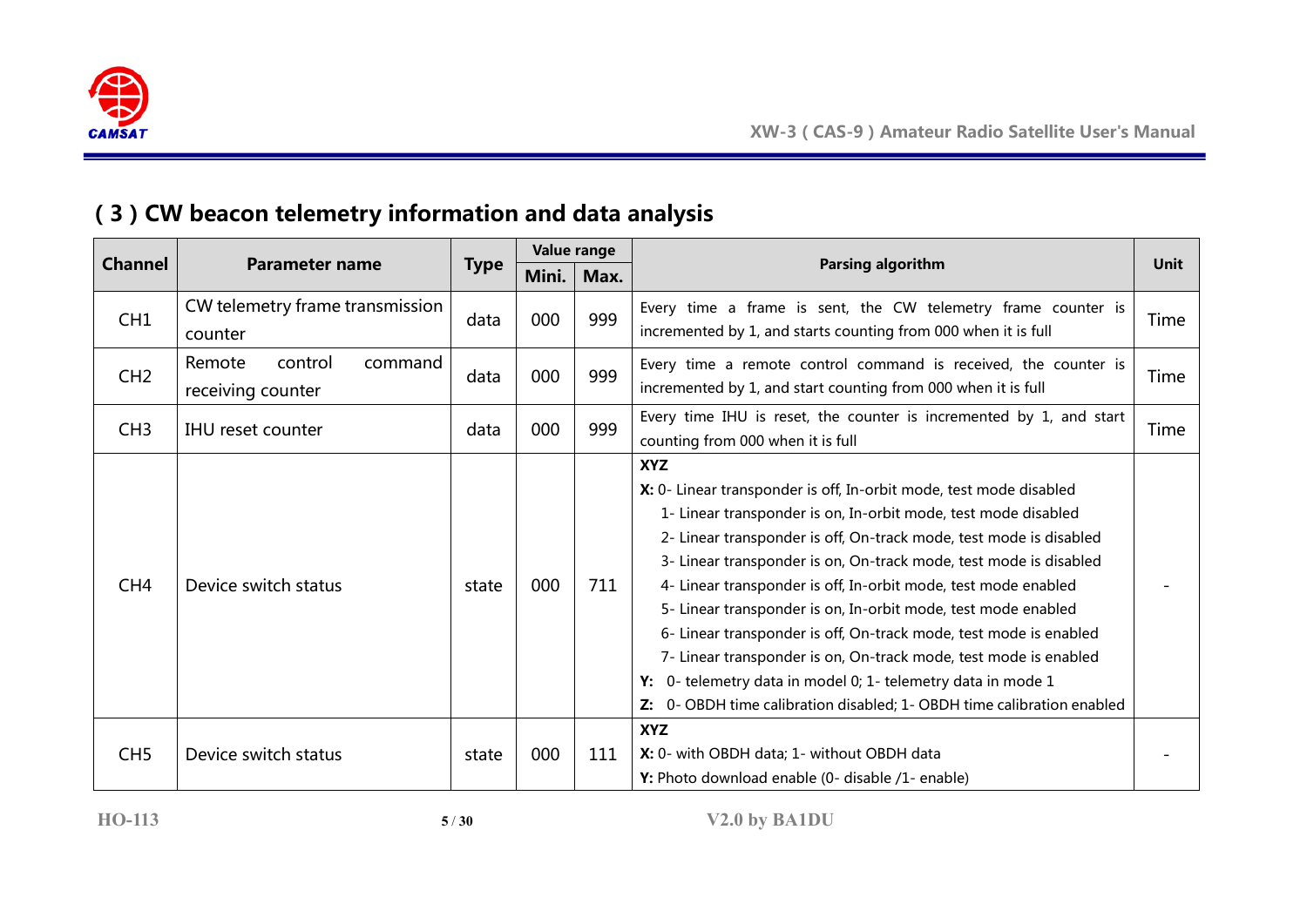## ( 3 ) CW beacon telemetry information and data analysis

| Channel | Parameter name | Type | Value range | | Parsing algorithm | Unit |
|---|---|---|---|---|---|---|
| | | | Mini. | Max. | | |
| CH1 | CW telemetry frame transmission counter | data | 000 | 999 | Every time a frame is sent, the CW telemetry frame counter is incremented by 1, and starts counting from 000 when it is full | Time |
| CH2 | Remote control command receiving counter | data | 000 | 999 | Every time a remote control command is received, the counter is incremented by 1, and start counting from 000 when it is full | Time |
| CH3 | IHU reset counter | data | 000 | 999 | Every time IHU is reset, the counter is incremented by 1, and start counting from 000 when it is full | Time |
| CH4 | Device switch status | state | 000 | 711 | **XYZ**<br>**X:** 0- Linear transponder is off, In-orbit mode, test mode disabled<br>1- Linear transponder is on, In-orbit mode, test mode disabled<br>2- Linear transponder is off, On-track mode, test mode is disabled<br>3- Linear transponder is on, On-track mode, test mode is disabled<br>4- Linear transponder is off, In-orbit mode, test mode enabled<br>5- Linear transponder is on, In-orbit mode, test mode enabled<br>6- Linear transponder is off, On-track mode, test mode is enabled<br>7- Linear transponder is on, On-track mode, test mode is enabled<br>**Y:** 0- telemetry data in model 0; 1- telemetry data in mode 1<br>**Z:** 0- OBDH time calibration disabled; 1- OBDH time calibration enabled | - |
| CH5 | Device switch status | state | 000 | 111 | **XYZ**<br>**X:** 0- with OBDH data; 1- without OBDH data<br>**Y:** Photo download enable (0- disable /1- enable) | - |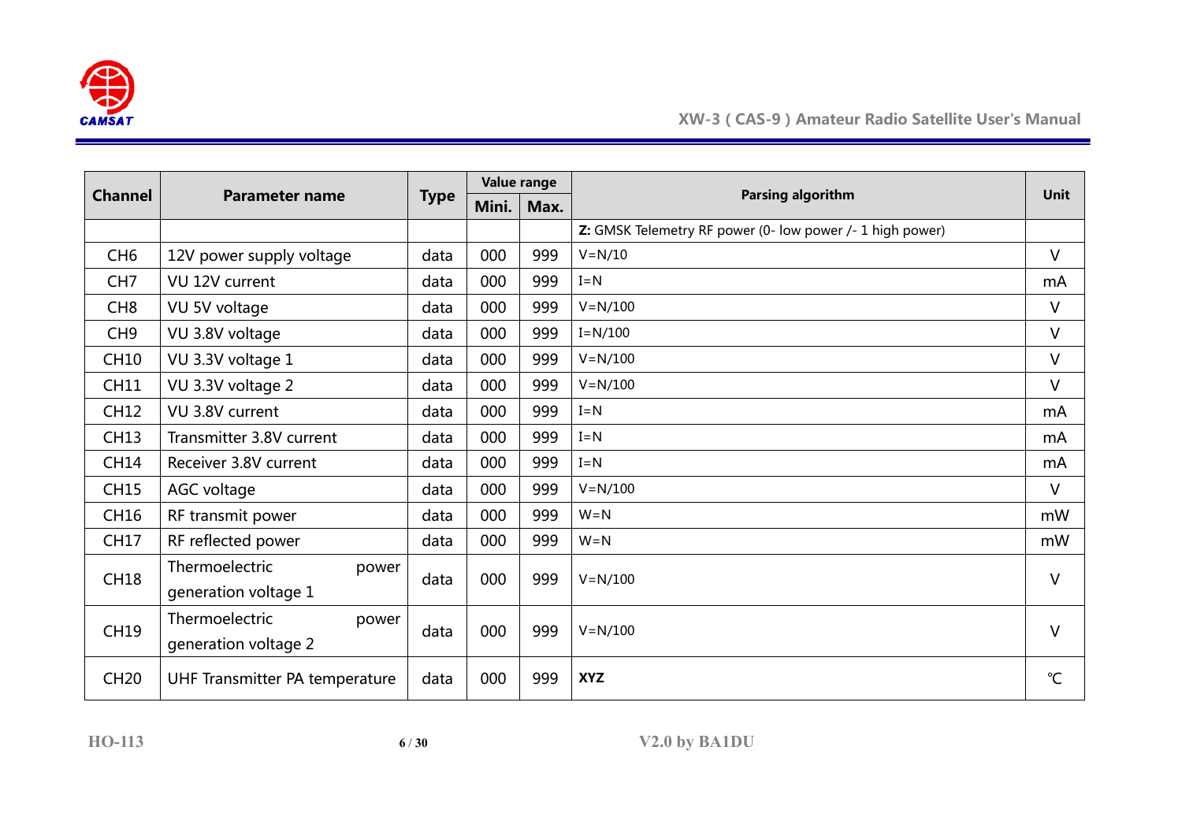| Channel | Parameter name | Type | Value range | | Parsing algorithm | Unit |
|---|---|---|---|---|---|---|
| | | | Mini. | Max. | | |
| | | | | | **Z:** GMSK Telemetry RF power (0- low power /- 1 high power) | |
| CH6 | 12V power supply voltage | data | 000 | 999 | V=N/10 | V |
| CH7 | VU 12V current | data | 000 | 999 | I=N | mA |
| CH8 | VU 5V voltage | data | 000 | 999 | V=N/100 | V |
| CH9 | VU 3.8V voltage | data | 000 | 999 | I=N/100 | V |
| CH10 | VU 3.3V voltage 1 | data | 000 | 999 | V=N/100 | V |
| CH11 | VU 3.3V voltage 2 | data | 000 | 999 | V=N/100 | V |
| CH12 | VU 3.8V current | data | 000 | 999 | I=N | mA |
| CH13 | Transmitter 3.8V current | data | 000 | 999 | I=N | mA |
| CH14 | Receiver 3.8V current | data | 000 | 999 | I=N | mA |
| CH15 | AGC voltage | data | 000 | 999 | V=N/100 | V |
| CH16 | RF transmit power | data | 000 | 999 | W=N | mW |
| CH17 | RF reflected power | data | 000 | 999 | W=N | mW |
| CH18 | Thermoelectric power generation voltage 1 | data | 000 | 999 | V=N/100 | V |
| CH19 | Thermoelectric power generation voltage 2 | data | 000 | 999 | V=N/100 | V |
| CH20 | UHF Transmitter PA temperature | data | 000 | 999 | **XYZ** | ℃ |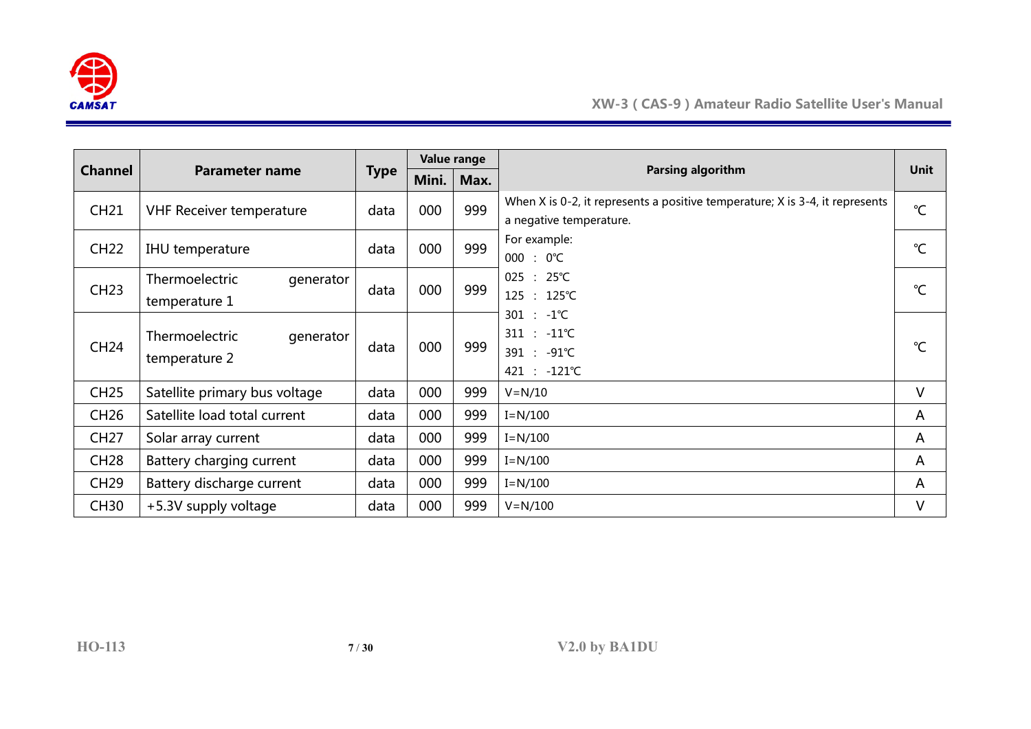| Channel | Parameter name | Type | Value range | | Parsing algorithm | Unit |
|---|---|---|---|---|---|---|
| | | | Mini. | Max. | | |
| CH21 | VHF Receiver temperature | data | 000 | 999 | When X is 0-2, it represents a positive temperature; X is 3-4, it represents a negative temperature. | ℃ |
| CH22 | IHU temperature | data | 000 | 999 | For example: 000 : 0℃ 025 : 25℃ 125 : 125℃ 301 : -1℃ 311 : -11℃ 391 : -91℃ 421 : -121℃ | ℃ |
| CH23 | Thermoelectric generator temperature 1 | data | 000 | 999 | | ℃ |
| CH24 | Thermoelectric generator temperature 2 | data | 000 | 999 | | ℃ |
| CH25 | Satellite primary bus voltage | data | 000 | 999 | V=N/10 | V |
| CH26 | Satellite load total current | data | 000 | 999 | I=N/100 | A |
| CH27 | Solar array current | data | 000 | 999 | I=N/100 | A |
| CH28 | Battery charging current | data | 000 | 999 | I=N/100 | A |
| CH29 | Battery discharge current | data | 000 | 999 | I=N/100 | A |
| CH30 | +5.3V supply voltage | data | 000 | 999 | V=N/100 | V |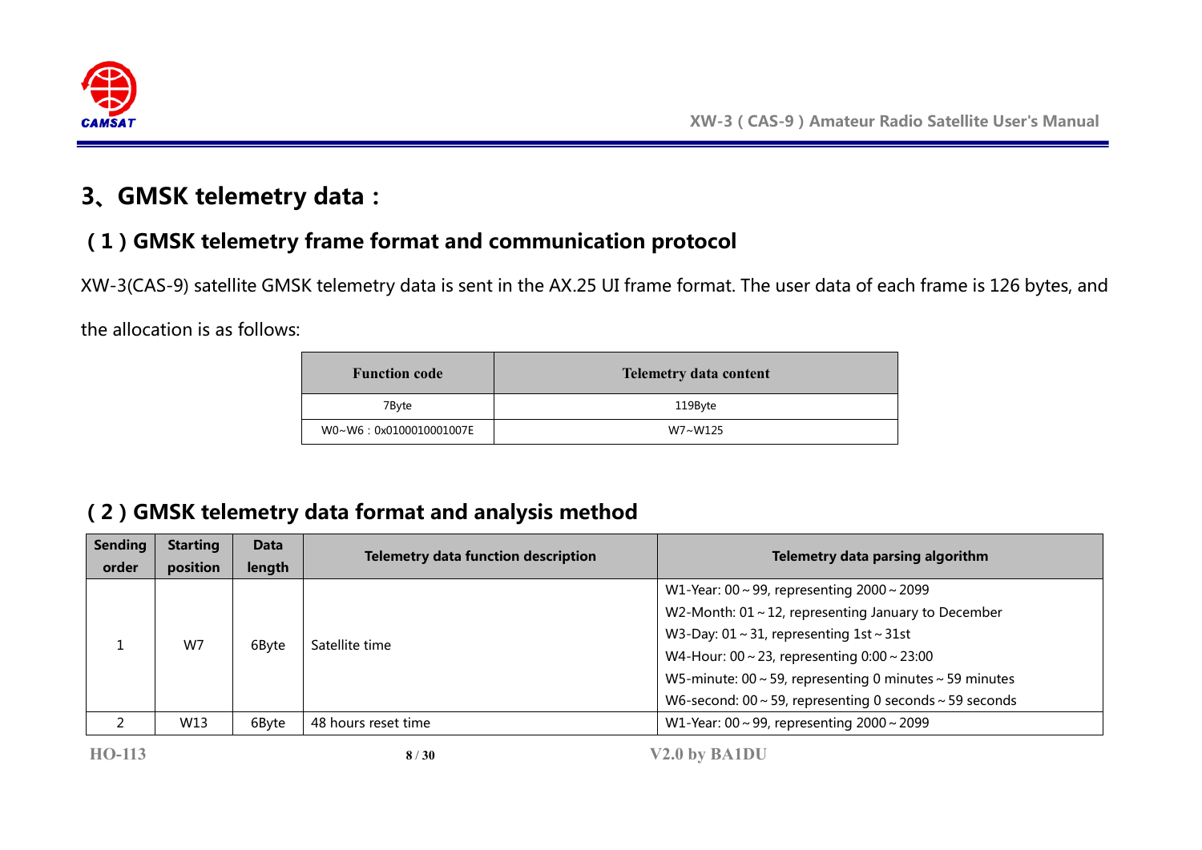# 3、GMSK telemetry data：

## （1）GMSK telemetry frame format and communication protocol

XW-3(CAS-9) satellite GMSK telemetry data is sent in the AX.25 UI frame format. The user data of each frame is 126 bytes, and the allocation is as follows:

| Function code | Telemetry data content |
|---|---|
| 7Byte | 119Byte |
| W0~W6：0x0100010001007E | W7~W125 |

## （2）GMSK telemetry data format and analysis method

| Sending order | Starting position | Data length | Telemetry data function description | Telemetry data parsing algorithm |
|---|---|---|---|---|
| 1 | W7 | 6Byte | Satellite time | W1-Year: 00～99, representing 2000～2099<br>W2-Month: 01～12, representing January to December<br>W3-Day: 01～31, representing 1st～31st<br>W4-Hour: 00～23, representing 0:00～23:00<br>W5-minute: 00～59, representing 0 minutes～59 minutes<br>W6-second: 00～59, representing 0 seconds～59 seconds |
| 2 | W13 | 6Byte | 48 hours reset time | W1-Year: 00～99, representing 2000～2099 |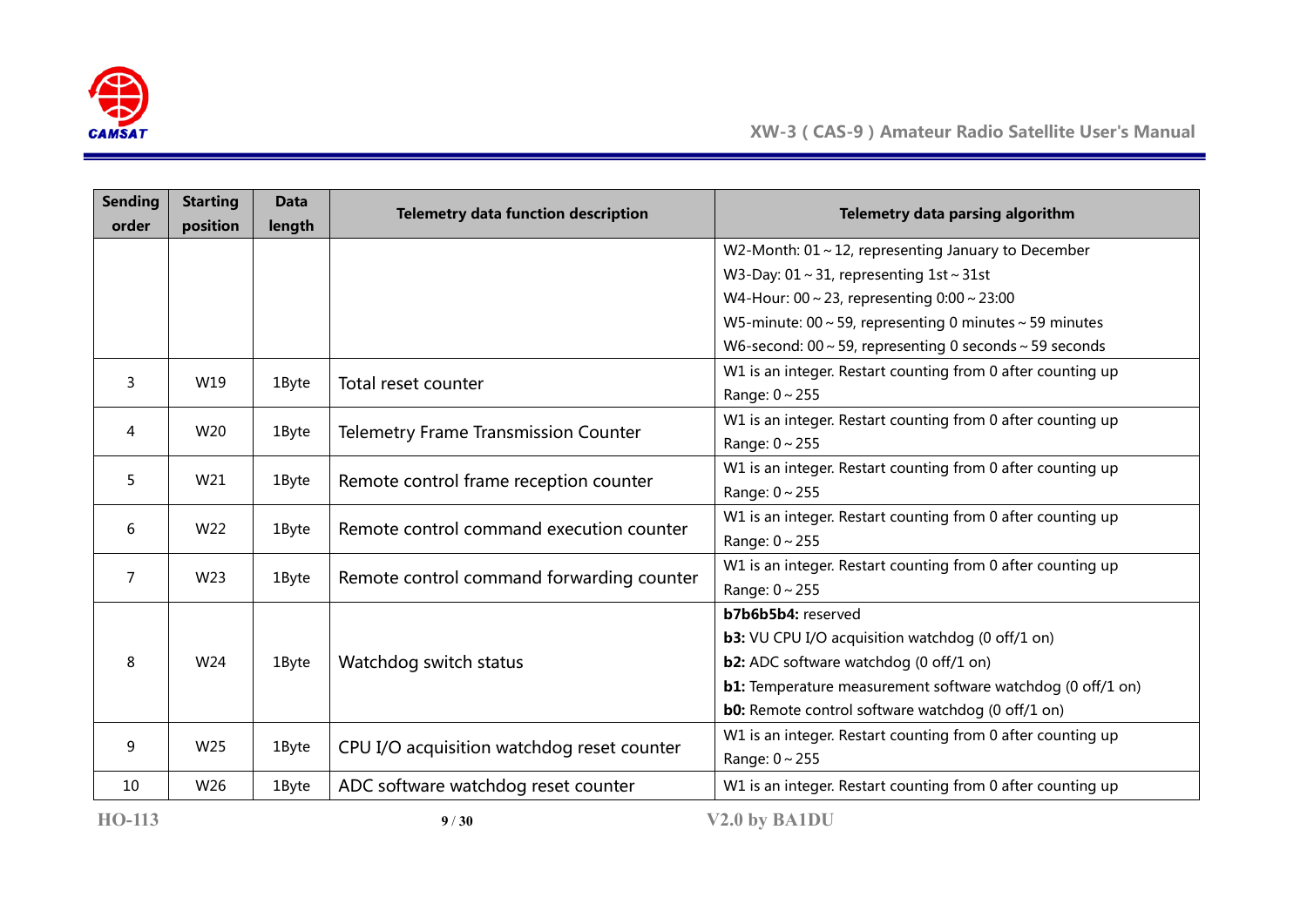| Sending order | Starting position | Data length | Telemetry data function description | Telemetry data parsing algorithm |
|---|---|---|---|---|
| | | | | W2-Month: 01～12, representing January to December<br>W3-Day: 01～31, representing 1st～31st<br>W4-Hour: 00～23, representing 0:00～23:00<br>W5-minute: 00～59, representing 0 minutes～59 minutes<br>W6-second: 00～59, representing 0 seconds～59 seconds |
| 3 | W19 | 1Byte | Total reset counter | W1 is an integer. Restart counting from 0 after counting up<br>Range: 0～255 |
| 4 | W20 | 1Byte | Telemetry Frame Transmission Counter | W1 is an integer. Restart counting from 0 after counting up<br>Range: 0～255 |
| 5 | W21 | 1Byte | Remote control frame reception counter | W1 is an integer. Restart counting from 0 after counting up<br>Range: 0～255 |
| 6 | W22 | 1Byte | Remote control command execution counter | W1 is an integer. Restart counting from 0 after counting up<br>Range: 0～255 |
| 7 | W23 | 1Byte | Remote control command forwarding counter | W1 is an integer. Restart counting from 0 after counting up<br>Range: 0～255 |
| 8 | W24 | 1Byte | Watchdog switch status | **b7b6b5b4:** reserved<br>**b3:** VU CPU I/O acquisition watchdog (0 off/1 on)<br>**b2:** ADC software watchdog (0 off/1 on)<br>**b1:** Temperature measurement software watchdog (0 off/1 on)<br>**b0:** Remote control software watchdog (0 off/1 on) |
| 9 | W25 | 1Byte | CPU I/O acquisition watchdog reset counter | W1 is an integer. Restart counting from 0 after counting up<br>Range: 0～255 |
| 10 | W26 | 1Byte | ADC software watchdog reset counter | W1 is an integer. Restart counting from 0 after counting up |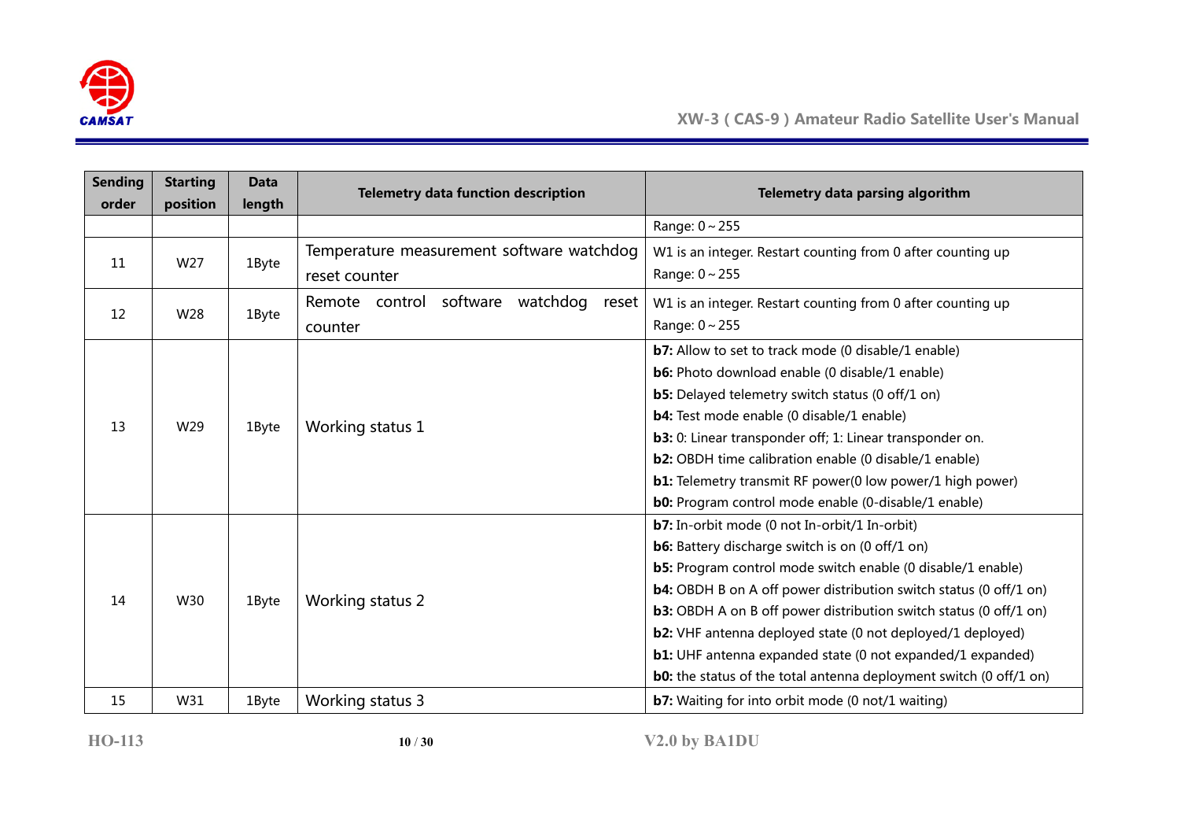| Sending order | Starting position | Data length | Telemetry data function description | Telemetry data parsing algorithm |
|---|---|---|---|---|
| | | | | Range: 0～255 |
| 11 | W27 | 1Byte | Temperature measurement software watchdog reset counter | W1 is an integer. Restart counting from 0 after counting up<br>Range: 0～255 |
| 12 | W28 | 1Byte | Remote control software watchdog reset counter | W1 is an integer. Restart counting from 0 after counting up<br>Range: 0～255 |
| 13 | W29 | 1Byte | Working status 1 | **b7:** Allow to set to track mode (0 disable/1 enable)<br>**b6:** Photo download enable (0 disable/1 enable)<br>**b5:** Delayed telemetry switch status (0 off/1 on)<br>**b4:** Test mode enable (0 disable/1 enable)<br>**b3:** 0: Linear transponder off; 1: Linear transponder on.<br>**b2:** OBDH time calibration enable (0 disable/1 enable)<br>**b1:** Telemetry transmit RF power(0 low power/1 high power)<br>**b0:** Program control mode enable (0-disable/1 enable) |
| 14 | W30 | 1Byte | Working status 2 | **b7:** In-orbit mode (0 not In-orbit/1 In-orbit)<br>**b6:** Battery discharge switch is on (0 off/1 on)<br>**b5:** Program control mode switch enable (0 disable/1 enable)<br>**b4:** OBDH B on A off power distribution switch status (0 off/1 on)<br>**b3:** OBDH A on B off power distribution switch status (0 off/1 on)<br>**b2:** VHF antenna deployed state (0 not deployed/1 deployed)<br>**b1:** UHF antenna expanded state (0 not expanded/1 expanded)<br>**b0:** the status of the total antenna deployment switch (0 off/1 on) |
| 15 | W31 | 1Byte | Working status 3 | **b7:** Waiting for into orbit mode (0 not/1 waiting) |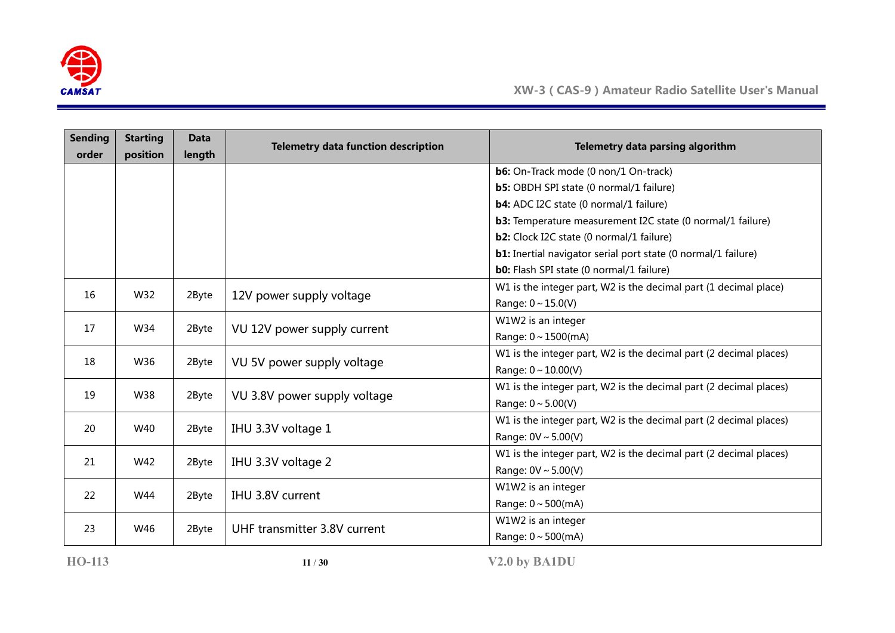| Sending order | Starting position | Data length | Telemetry data function description | Telemetry data parsing algorithm |
|---|---|---|---|---|
| | | | | **b6:** On-Track mode (0 non/1 On-track)<br>**b5:** OBDH SPI state (0 normal/1 failure)<br>**b4:** ADC I2C state (0 normal/1 failure)<br>**b3:** Temperature measurement I2C state (0 normal/1 failure)<br>**b2:** Clock I2C state (0 normal/1 failure)<br>**b1:** Inertial navigator serial port state (0 normal/1 failure)<br>**b0:** Flash SPI state (0 normal/1 failure) |
| 16 | W32 | 2Byte | 12V power supply voltage | W1 is the integer part, W2 is the decimal part (1 decimal place)<br>Range: 0～15.0(V) |
| 17 | W34 | 2Byte | VU 12V power supply current | W1W2 is an integer<br>Range: 0～1500(mA) |
| 18 | W36 | 2Byte | VU 5V power supply voltage | W1 is the integer part, W2 is the decimal part (2 decimal places)<br>Range: 0～10.00(V) |
| 19 | W38 | 2Byte | VU 3.8V power supply voltage | W1 is the integer part, W2 is the decimal part (2 decimal places)<br>Range: 0～5.00(V) |
| 20 | W40 | 2Byte | IHU 3.3V voltage 1 | W1 is the integer part, W2 is the decimal part (2 decimal places)<br>Range: 0V～5.00(V) |
| 21 | W42 | 2Byte | IHU 3.3V voltage 2 | W1 is the integer part, W2 is the decimal part (2 decimal places)<br>Range: 0V～5.00(V) |
| 22 | W44 | 2Byte | IHU 3.8V current | W1W2 is an integer<br>Range: 0～500(mA) |
| 23 | W46 | 2Byte | UHF transmitter 3.8V current | W1W2 is an integer<br>Range: 0～500(mA) |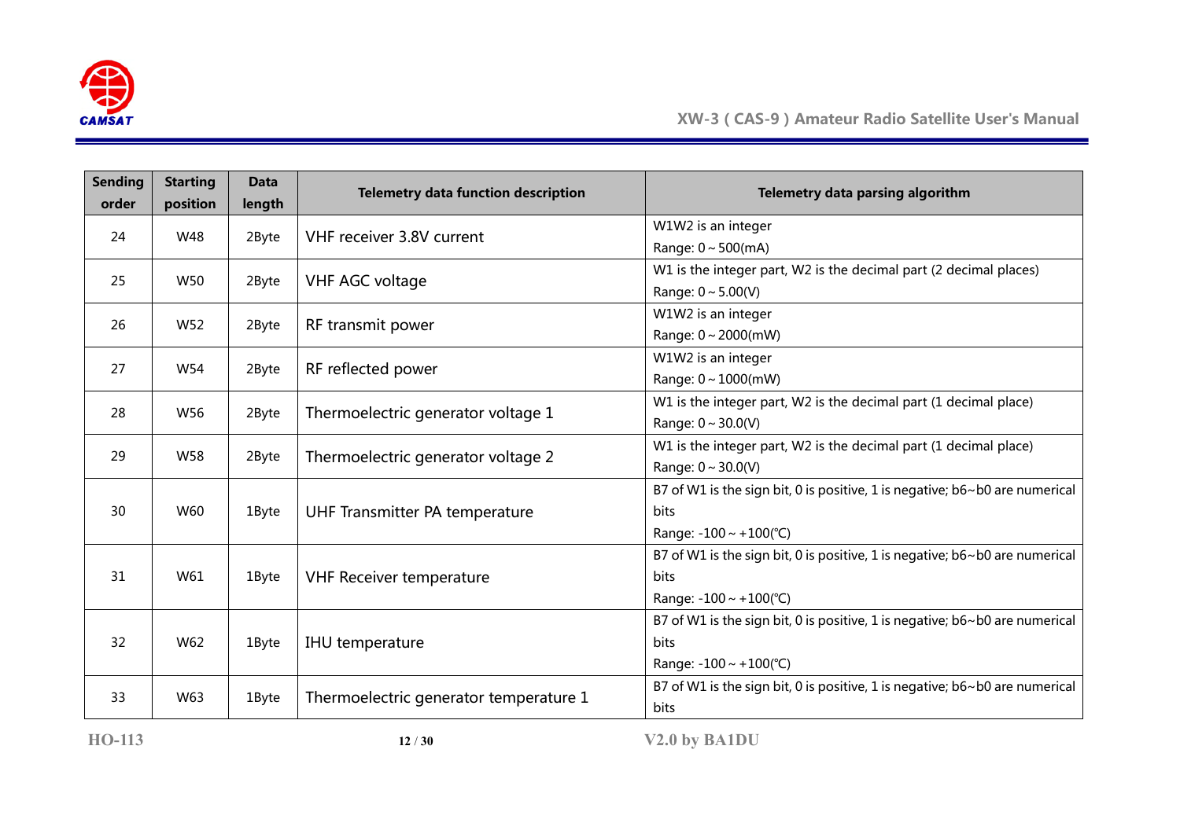| Sending order | Starting position | Data length | Telemetry data function description | Telemetry data parsing algorithm |
|---|---|---|---|---|
| 24 | W48 | 2Byte | VHF receiver 3.8V current | W1W2 is an integer<br>Range: 0～500(mA) |
| 25 | W50 | 2Byte | VHF AGC voltage | W1 is the integer part, W2 is the decimal part (2 decimal places)<br>Range: 0～5.00(V) |
| 26 | W52 | 2Byte | RF transmit power | W1W2 is an integer<br>Range: 0～2000(mW) |
| 27 | W54 | 2Byte | RF reflected power | W1W2 is an integer<br>Range: 0～1000(mW) |
| 28 | W56 | 2Byte | Thermoelectric generator voltage 1 | W1 is the integer part, W2 is the decimal part (1 decimal place)<br>Range: 0～30.0(V) |
| 29 | W58 | 2Byte | Thermoelectric generator voltage 2 | W1 is the integer part, W2 is the decimal part (1 decimal place)<br>Range: 0～30.0(V) |
| 30 | W60 | 1Byte | UHF Transmitter PA temperature | B7 of W1 is the sign bit, 0 is positive, 1 is negative; b6~b0 are numerical bits<br>Range: -100～+100(℃) |
| 31 | W61 | 1Byte | VHF Receiver temperature | B7 of W1 is the sign bit, 0 is positive, 1 is negative; b6~b0 are numerical bits<br>Range: -100～+100(℃) |
| 32 | W62 | 1Byte | IHU temperature | B7 of W1 is the sign bit, 0 is positive, 1 is negative; b6~b0 are numerical bits<br>Range: -100～+100(℃) |
| 33 | W63 | 1Byte | Thermoelectric generator temperature 1 | B7 of W1 is the sign bit, 0 is positive, 1 is negative; b6~b0 are numerical bits |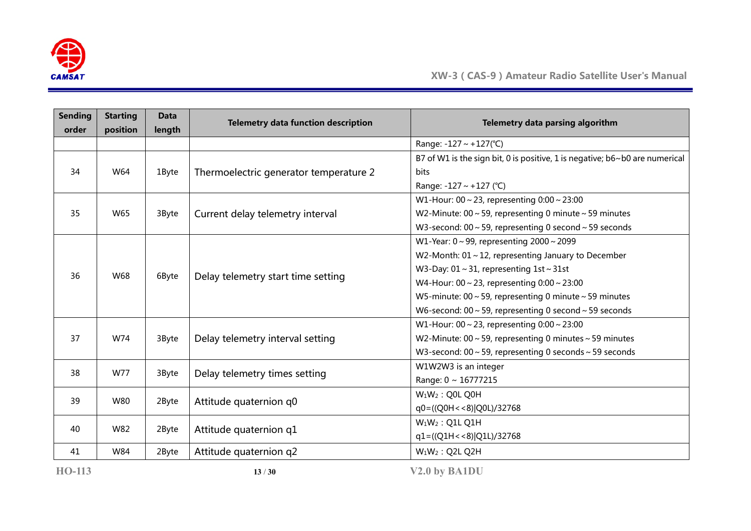| Sending order | Starting position | Data length | Telemetry data function description | Telemetry data parsing algorithm |
|---|---|---|---|---|
| | | | | Range: -127 ~ +127(℃) |
| 34 | W64 | 1Byte | Thermoelectric generator temperature 2 | B7 of W1 is the sign bit, 0 is positive, 1 is negative; b6~b0 are numerical bits<br>Range: -127 ~ +127 (℃) |
| 35 | W65 | 3Byte | Current delay telemetry interval | W1-Hour: 00 ~ 23, representing 0:00 ~ 23:00<br>W2-Minute: 00 ~ 59, representing 0 minute ~ 59 minutes<br>W3-second: 00 ~ 59, representing 0 second ~ 59 seconds |
| 36 | W68 | 6Byte | Delay telemetry start time setting | W1-Year: 0 ~ 99, representing 2000 ~ 2099<br>W2-Month: 01 ~ 12, representing January to December<br>W3-Day: 01 ~ 31, representing 1st ~ 31st<br>W4-Hour: 00 ~ 23, representing 0:00 ~ 23:00<br>W5-minute: 00 ~ 59, representing 0 minute ~ 59 minutes<br>W6-second: 00 ~ 59, representing 0 second ~ 59 seconds |
| 37 | W74 | 3Byte | Delay telemetry interval setting | W1-Hour: 00 ~ 23, representing 0:00 ~ 23:00<br>W2-Minute: 00 ~ 59, representing 0 minutes ~ 59 minutes<br>W3-second: 00 ~ 59, representing 0 seconds ~ 59 seconds |
| 38 | W77 | 3Byte | Delay telemetry times setting | W1W2W3 is an integer<br>Range: 0 ~ 16777215 |
| 39 | W80 | 2Byte | Attitude quaternion q0 | $W_1W_2$ : Q0L Q0H<br>q0=((Q0H<<8)\|Q0L)/32768 |
| 40 | W82 | 2Byte | Attitude quaternion q1 | $W_1W_2$ : Q1L Q1H<br>q1=((Q1H<<8)\|Q1L)/32768 |
| 41 | W84 | 2Byte | Attitude quaternion q2 | $W_1W_2$ : Q2L Q2H |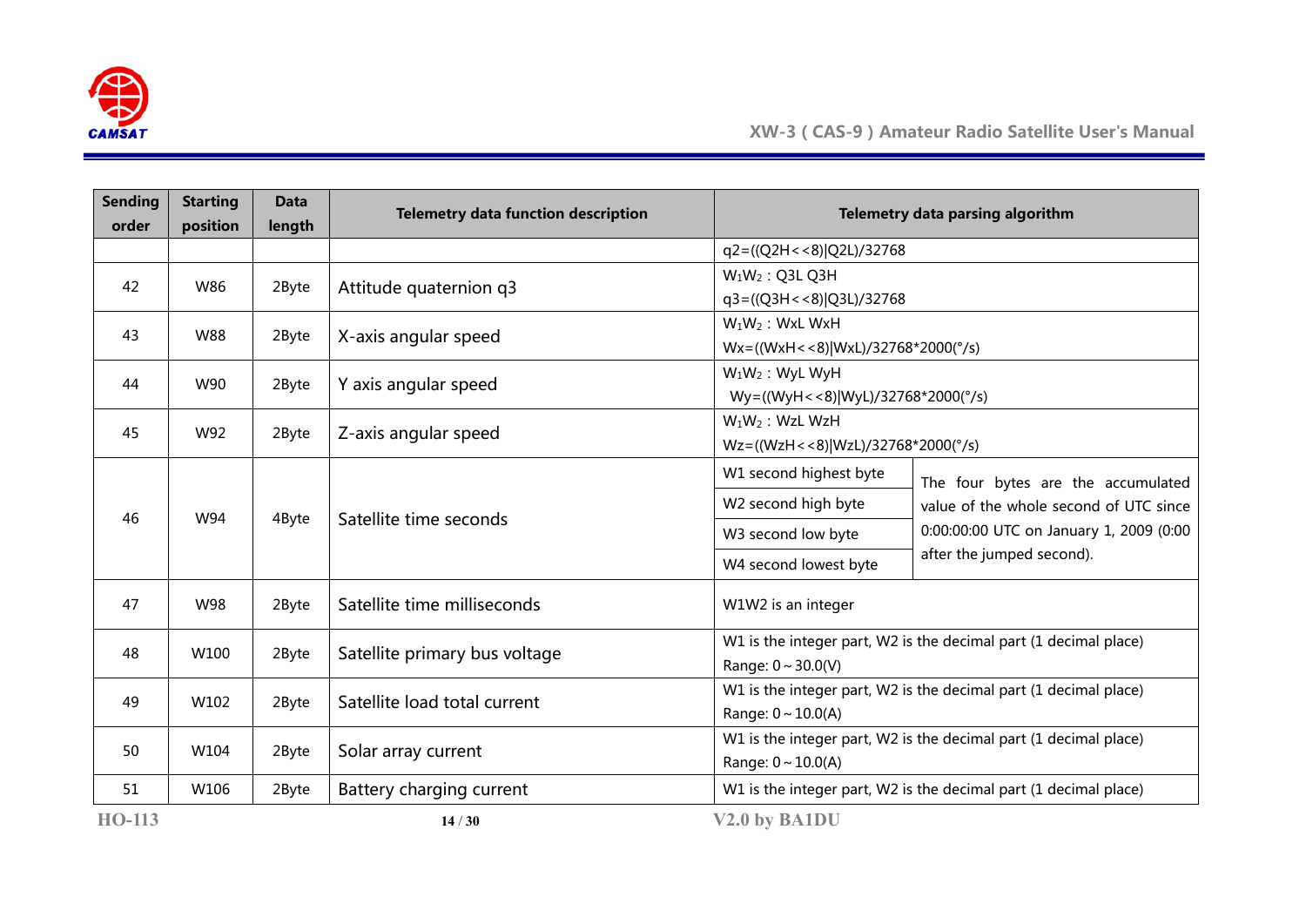| Sending order | Starting position | Data length | Telemetry data function description | Telemetry data parsing algorithm | |
|---|---|---|---|---|---|
| | | | | q2=((Q2H<<8)\|Q2L)/32768 | |
| 42 | W86 | 2Byte | Attitude quaternion q3 | $W_1W_2$ : Q3L Q3H<br>q3=((Q3H<<8)\|Q3L)/32768 | |
| 43 | W88 | 2Byte | X-axis angular speed | $W_1W_2$ : WxL WxH<br>Wx=((WxH<<8)\|WxL)/32768*2000(°/s) | |
| 44 | W90 | 2Byte | Y axis angular speed | $W_1W_2$ : WyL WyH<br>Wy=((WyH<<8)\|WyL)/32768*2000(°/s) | |
| 45 | W92 | 2Byte | Z-axis angular speed | $W_1W_2$ : WzL WzH<br>Wz=((WzH<<8)\|WzL)/32768*2000(°/s) | |
| 46 | W94 | 4Byte | Satellite time seconds | W1 second highest byte | The four bytes are the accumulated value of the whole second of UTC since 0:00:00:00 UTC on January 1, 2009 (0:00 after the jumped second). |
| | | | | W2 second high byte | |
| | | | | W3 second low byte | |
| | | | | W4 second lowest byte | |
| 47 | W98 | 2Byte | Satellite time milliseconds | W1W2 is an integer | |
| 48 | W100 | 2Byte | Satellite primary bus voltage | W1 is the integer part, W2 is the decimal part (1 decimal place)<br>Range: 0～30.0(V) | |
| 49 | W102 | 2Byte | Satellite load total current | W1 is the integer part, W2 is the decimal part (1 decimal place)<br>Range: 0～10.0(A) | |
| 50 | W104 | 2Byte | Solar array current | W1 is the integer part, W2 is the decimal part (1 decimal place)<br>Range: 0～10.0(A) | |
| 51 | W106 | 2Byte | Battery charging current | W1 is the integer part, W2 is the decimal part (1 decimal place) | |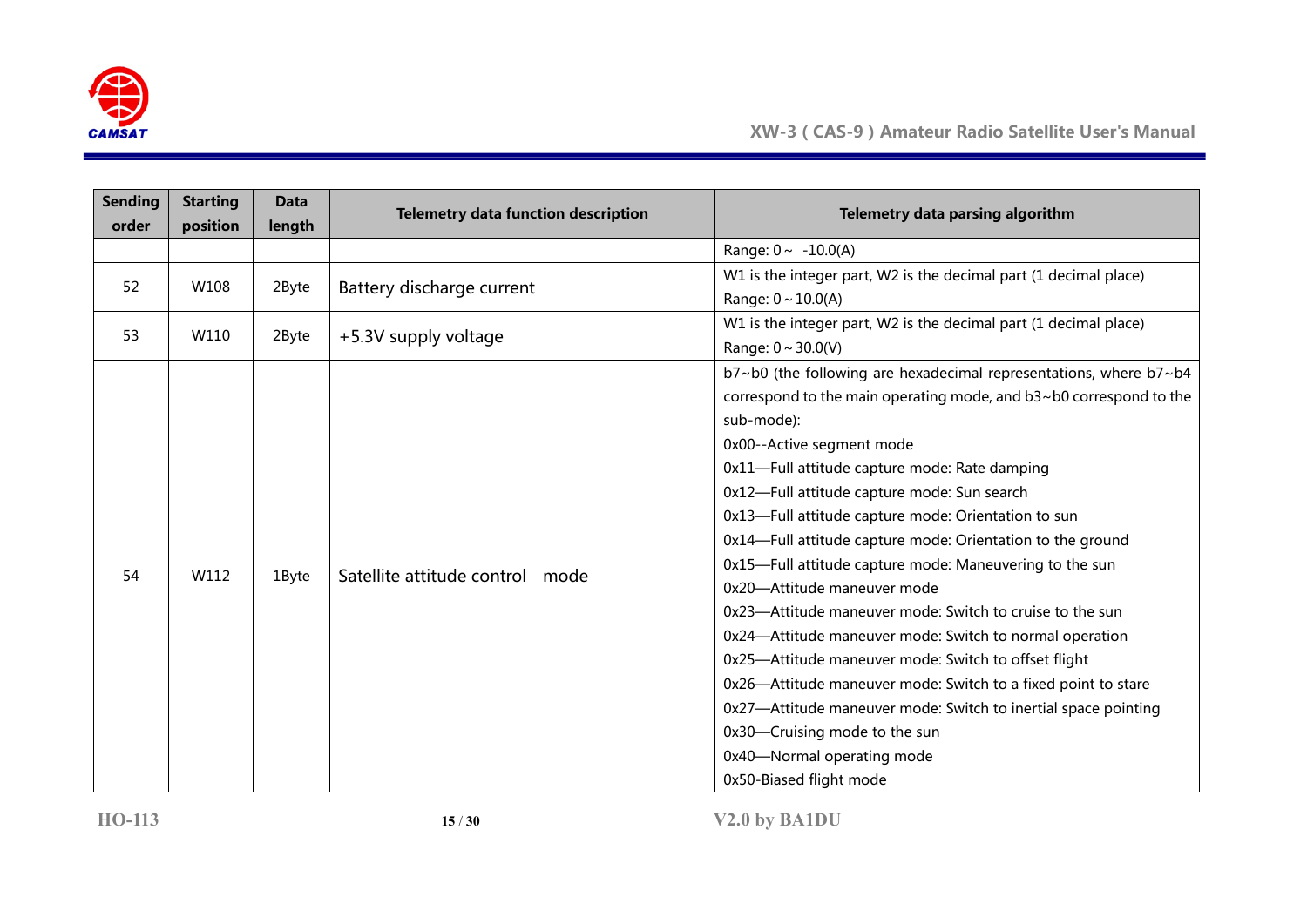| Sending order | Starting position | Data length | Telemetry data function description | Telemetry data parsing algorithm |
|---|---|---|---|---|
| | | | | Range: 0～ -10.0(A) |
| 52 | W108 | 2Byte | Battery discharge current | W1 is the integer part, W2 is the decimal part (1 decimal place)<br>Range: 0～10.0(A) |
| 53 | W110 | 2Byte | +5.3V supply voltage | W1 is the integer part, W2 is the decimal part (1 decimal place)<br>Range: 0～30.0(V) |
| 54 | W112 | 1Byte | Satellite attitude control mode | b7～b0 (the following are hexadecimal representations, where b7～b4 correspond to the main operating mode, and b3～b0 correspond to the sub-mode):<br>0x00--Active segment mode<br>0x11—Full attitude capture mode: Rate damping<br>0x12—Full attitude capture mode: Sun search<br>0x13—Full attitude capture mode: Orientation to sun<br>0x14—Full attitude capture mode: Orientation to the ground<br>0x15—Full attitude capture mode: Maneuvering to the sun<br>0x20—Attitude maneuver mode<br>0x23—Attitude maneuver mode: Switch to cruise to the sun<br>0x24—Attitude maneuver mode: Switch to normal operation<br>0x25—Attitude maneuver mode: Switch to offset flight<br>0x26—Attitude maneuver mode: Switch to a fixed point to stare<br>0x27—Attitude maneuver mode: Switch to inertial space pointing<br>0x30—Cruising mode to the sun<br>0x40—Normal operating mode<br>0x50-Biased flight mode |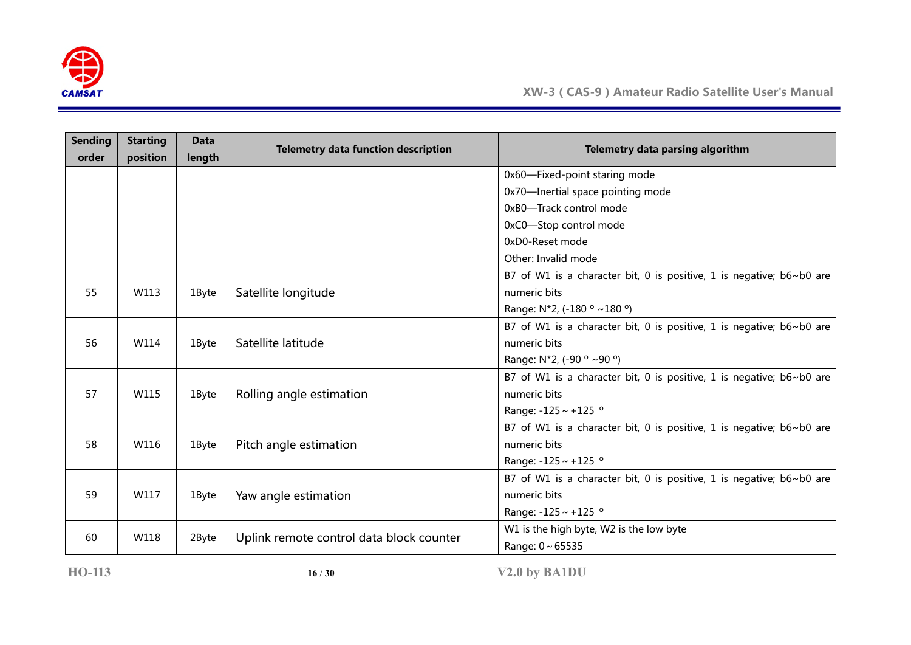| Sending order | Starting position | Data length | Telemetry data function description | Telemetry data parsing algorithm |
|---|---|---|---|---|
| | | | | 0x60—Fixed-point staring mode<br>0x70—Inertial space pointing mode<br>0xB0—Track control mode<br>0xC0—Stop control mode<br>0xD0-Reset mode<br>Other: Invalid mode |
| 55 | W113 | 1Byte | Satellite longitude | B7 of W1 is a character bit, 0 is positive, 1 is negative; b6~b0 are numeric bits<br>Range: N*2, (-180 º ~180 º) |
| 56 | W114 | 1Byte | Satellite latitude | B7 of W1 is a character bit, 0 is positive, 1 is negative; b6~b0 are numeric bits<br>Range: N*2, (-90 º ~90 º) |
| 57 | W115 | 1Byte | Rolling angle estimation | B7 of W1 is a character bit, 0 is positive, 1 is negative; b6~b0 are numeric bits<br>Range: -125 ~ +125 º |
| 58 | W116 | 1Byte | Pitch angle estimation | B7 of W1 is a character bit, 0 is positive, 1 is negative; b6~b0 are numeric bits<br>Range: -125 ~ +125 º |
| 59 | W117 | 1Byte | Yaw angle estimation | B7 of W1 is a character bit, 0 is positive, 1 is negative; b6~b0 are numeric bits<br>Range: -125 ~ +125 º |
| 60 | W118 | 2Byte | Uplink remote control data block counter | W1 is the high byte, W2 is the low byte<br>Range: 0 ~ 65535 |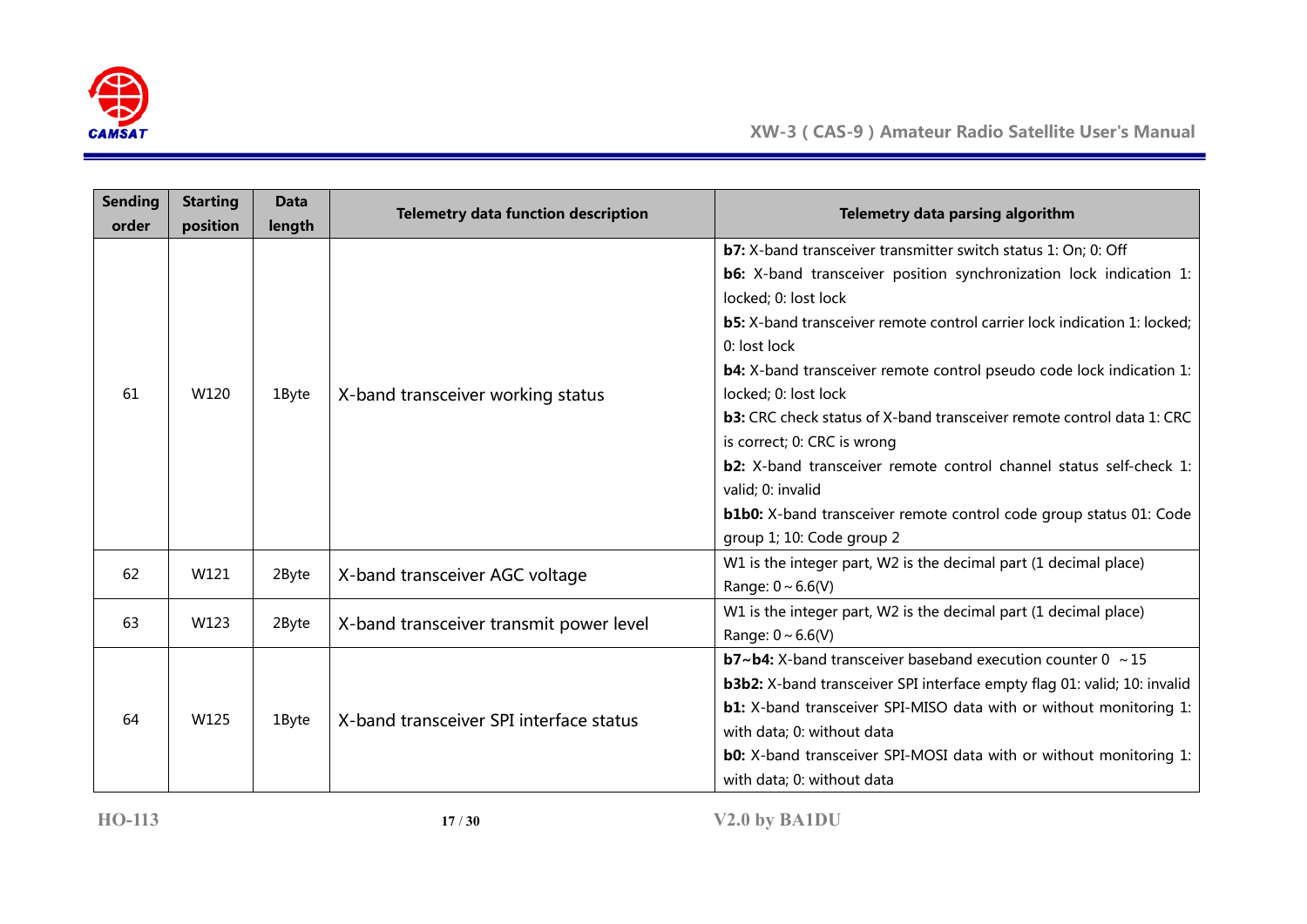| Sending order | Starting position | Data length | Telemetry data function description | Telemetry data parsing algorithm |
|---|---|---|---|---|
| 61 | W120 | 1Byte | X-band transceiver working status | **b7:** X-band transceiver transmitter switch status 1: On; 0: Off<br>**b6:** X-band transceiver position synchronization lock indication 1: locked; 0: lost lock<br>**b5:** X-band transceiver remote control carrier lock indication 1: locked; 0: lost lock<br>**b4:** X-band transceiver remote control pseudo code lock indication 1: locked; 0: lost lock<br>**b3:** CRC check status of X-band transceiver remote control data 1: CRC is correct; 0: CRC is wrong<br>**b2:** X-band transceiver remote control channel status self-check 1: valid; 0: invalid<br>**b1b0:** X-band transceiver remote control code group status 01: Code group 1; 10: Code group 2 |
| 62 | W121 | 2Byte | X-band transceiver AGC voltage | W1 is the integer part, W2 is the decimal part (1 decimal place)<br>Range: 0 ~ 6.6(V) |
| 63 | W123 | 2Byte | X-band transceiver transmit power level | W1 is the integer part, W2 is the decimal part (1 decimal place)<br>Range: 0 ~ 6.6(V) |
| 64 | W125 | 1Byte | X-band transceiver SPI interface status | **b7~b4:** X-band transceiver baseband execution counter 0 ~ 15<br>**b3b2:** X-band transceiver SPI interface empty flag 01: valid; 10: invalid<br>**b1:** X-band transceiver SPI-MISO data with or without monitoring 1: with data; 0: without data<br>**b0:** X-band transceiver SPI-MOSI data with or without monitoring 1: with data; 0: without data |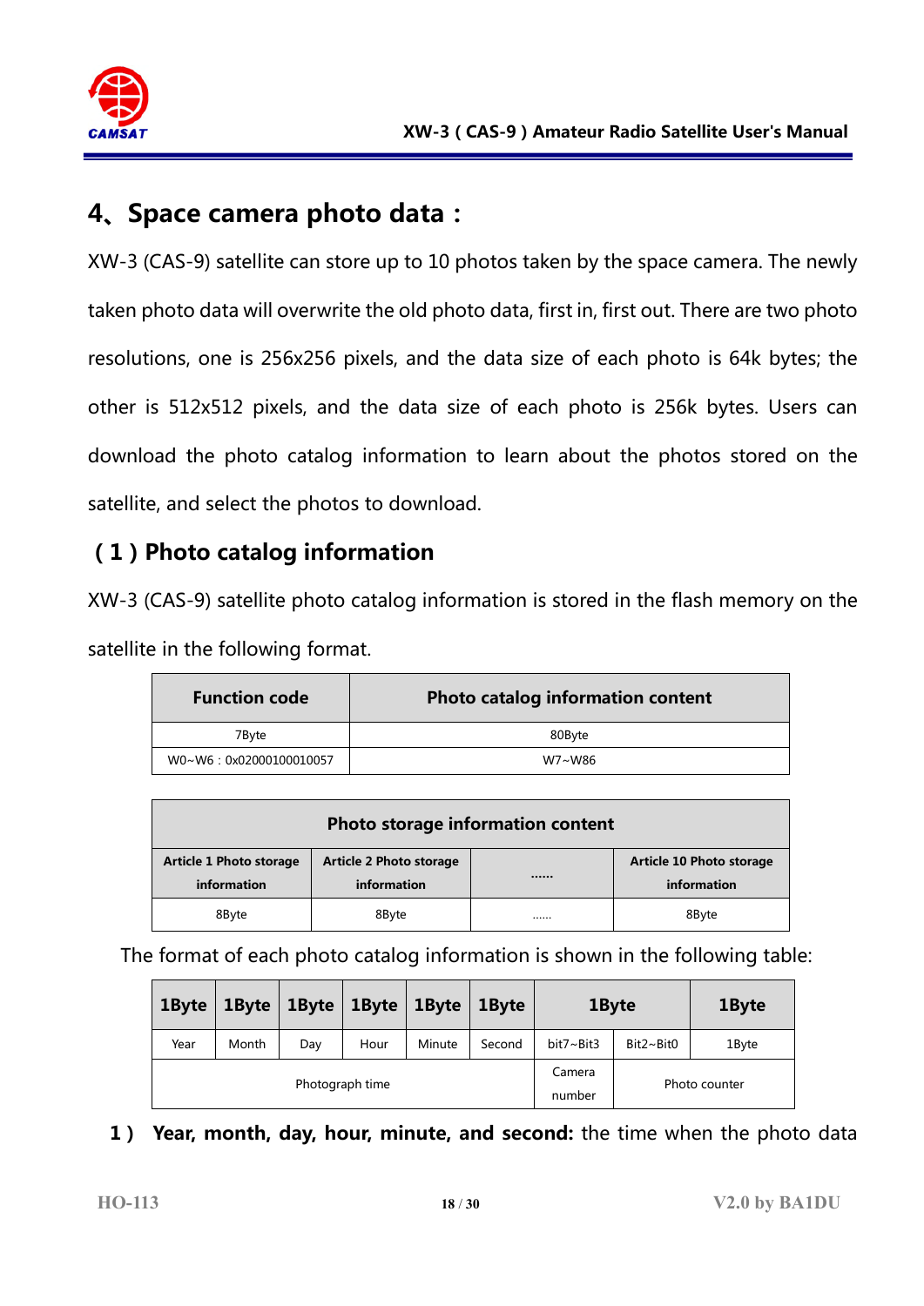## 4、Space camera photo data：

XW-3 (CAS-9) satellite can store up to 10 photos taken by the space camera. The newly taken photo data will overwrite the old photo data, first in, first out. There are two photo resolutions, one is 256x256 pixels, and the data size of each photo is 64k bytes; the other is 512x512 pixels, and the data size of each photo is 256k bytes. Users can download the photo catalog information to learn about the photos stored on the satellite, and select the photos to download.

### （1）Photo catalog information

XW-3 (CAS-9) satellite photo catalog information is stored in the flash memory on the satellite in the following format.

| Function code | Photo catalog information content |
|---|---|
| 7Byte | 80Byte |
| W0~W6：0x02000100010057 | W7~W86 |

| Photo storage information content | | | |
|---|---|---|---|
| **Article 1 Photo storage information** | **Article 2 Photo storage information** | **......** | **Article 10 Photo storage information** |
| 8Byte | 8Byte | ...... | 8Byte |

The format of each photo catalog information is shown in the following table:

| 1Byte | 1Byte | 1Byte | 1Byte | 1Byte | 1Byte | 1Byte | | 1Byte |
|---|---|---|---|---|---|---|---|---|
| Year | Month | Day | Hour | Minute | Second | bit7~Bit3 | Bit2~Bit0 | 1Byte |
| Photograph time | | | | | | Camera number | Photo counter | |

**1）Year, month, day, hour, minute, and second:** the time when the photo data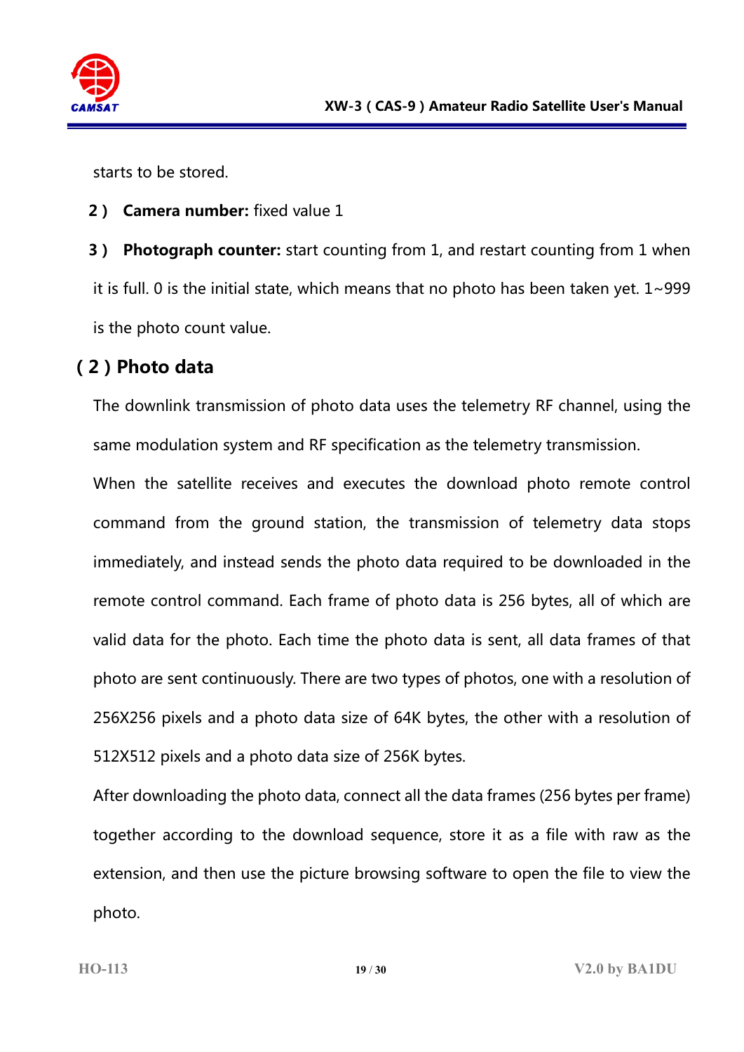starts to be stored.

2）**Camera number:** fixed value 1

3）**Photograph counter:** start counting from 1, and restart counting from 1 when it is full. 0 is the initial state, which means that no photo has been taken yet. 1~999 is the photo count value.

## （2）Photo data

The downlink transmission of photo data uses the telemetry RF channel, using the same modulation system and RF specification as the telemetry transmission.

When the satellite receives and executes the download photo remote control command from the ground station, the transmission of telemetry data stops immediately, and instead sends the photo data required to be downloaded in the remote control command. Each frame of photo data is 256 bytes, all of which are valid data for the photo. Each time the photo data is sent, all data frames of that photo are sent continuously. There are two types of photos, one with a resolution of 256X256 pixels and a photo data size of 64K bytes, the other with a resolution of 512X512 pixels and a photo data size of 256K bytes.

After downloading the photo data, connect all the data frames (256 bytes per frame) together according to the download sequence, store it as a file with raw as the extension, and then use the picture browsing software to open the file to view the photo.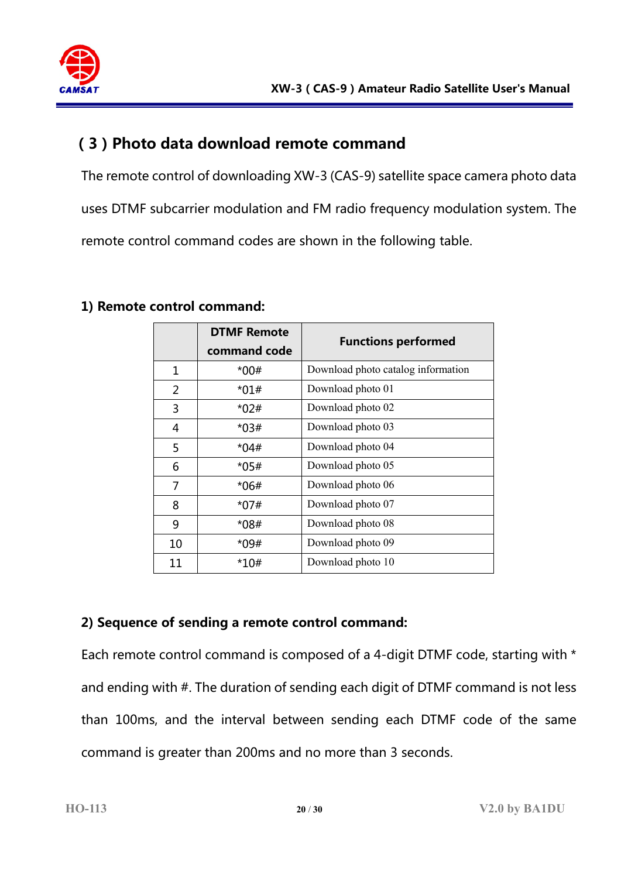## ( 3 ) Photo data download remote command

The remote control of downloading XW-3 (CAS-9) satellite space camera photo data uses DTMF subcarrier modulation and FM radio frequency modulation system. The remote control command codes are shown in the following table.

### 1) Remote control command:

| | DTMF Remote command code | Functions performed |
|---|---|---|
| 1 | *00# | Download photo catalog information |
| 2 | *01# | Download photo 01 |
| 3 | *02# | Download photo 02 |
| 4 | *03# | Download photo 03 |
| 5 | *04# | Download photo 04 |
| 6 | *05# | Download photo 05 |
| 7 | *06# | Download photo 06 |
| 8 | *07# | Download photo 07 |
| 9 | *08# | Download photo 08 |
| 10 | *09# | Download photo 09 |
| 11 | *10# | Download photo 10 |

### 2) Sequence of sending a remote control command:

Each remote control command is composed of a 4-digit DTMF code, starting with * and ending with #. The duration of sending each digit of DTMF command is not less than 100ms, and the interval between sending each DTMF code of the same command is greater than 200ms and no more than 3 seconds.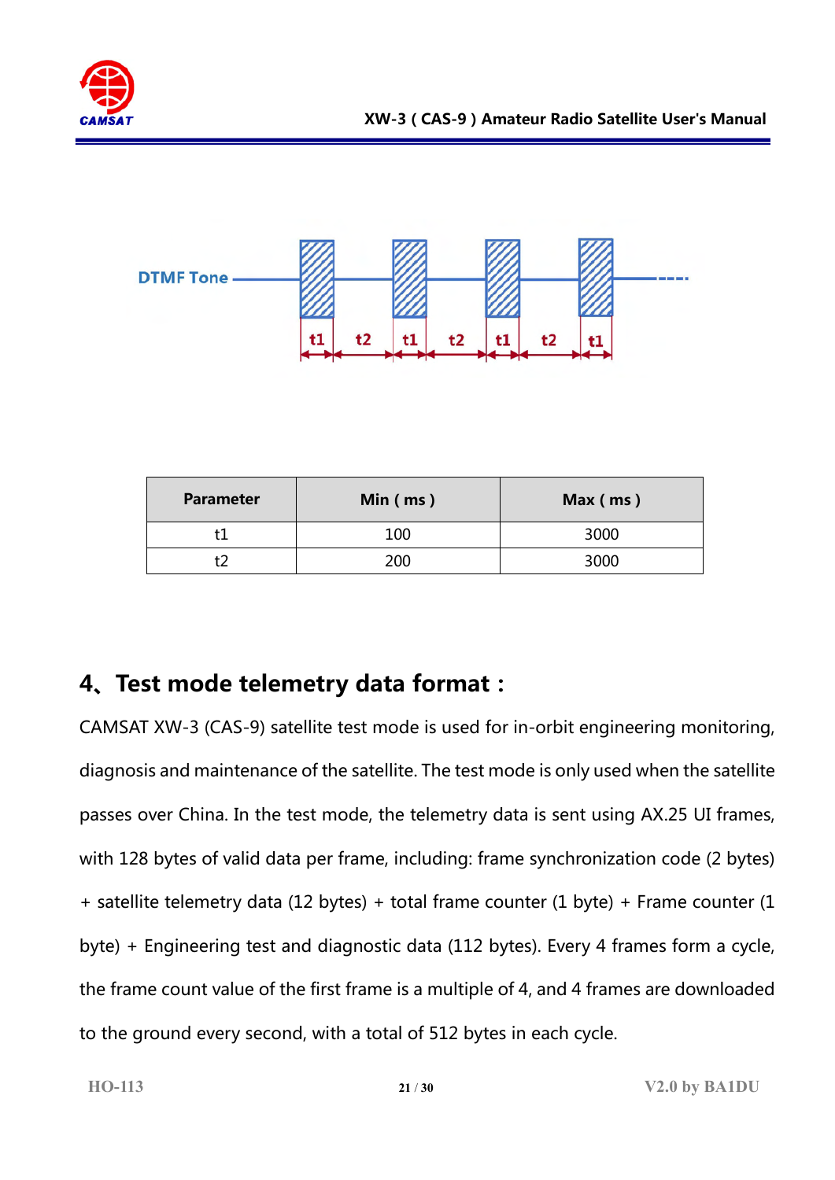DTMF Tone

t1 t2 t1 t2 t1 t2 t1

| Parameter | Min ( ms ) | Max ( ms ) |
| --- | --- | --- |
| t1 | 100 | 3000 |
| t2 | 200 | 3000 |

## 4、Test mode telemetry data format：

CAMSAT XW-3 (CAS-9) satellite test mode is used for in-orbit engineering monitoring, diagnosis and maintenance of the satellite. The test mode is only used when the satellite passes over China. In the test mode, the telemetry data is sent using AX.25 UI frames, with 128 bytes of valid data per frame, including: frame synchronization code (2 bytes) + satellite telemetry data (12 bytes) + total frame counter (1 byte) + Frame counter (1 byte) + Engineering test and diagnostic data (112 bytes). Every 4 frames form a cycle, the frame count value of the first frame is a multiple of 4, and 4 frames are downloaded to the ground every second, with a total of 512 bytes in each cycle.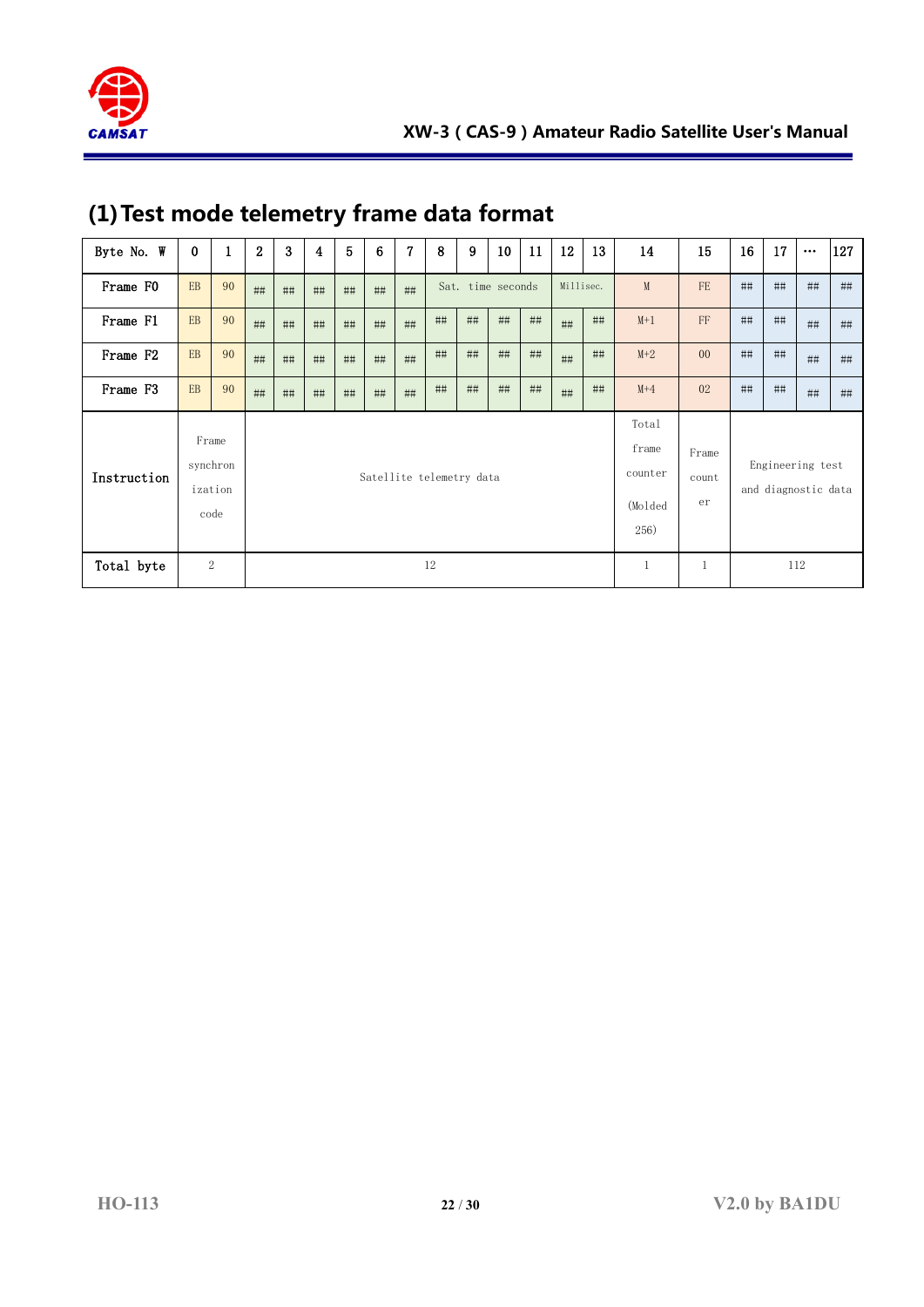## (1) Test mode telemetry frame data format

| Byte No. W | 0 | 1 | 2 | 3 | 4 | 5 | 6 | 7 | 8 | 9 | 10 | 11 | 12 | 13 | 14 | 15 | 16 | 17 | … | 127 |
|---|---|---|---|---|---|---|---|---|---|---|---|---|---|---|---|---|---|---|---|---|
| Frame F0 | EB | 90 | ## | ## | ## | ## | ## | ## | Sat. time seconds | | | | Millisec. | | M | FE | ## | ## | ## | ## |
| Frame F1 | EB | 90 | ## | ## | ## | ## | ## | ## | ## | ## | ## | ## | ## | ## | M+1 | FF | ## | ## | ## | ## |
| Frame F2 | EB | 90 | ## | ## | ## | ## | ## | ## | ## | ## | ## | ## | ## | ## | M+2 | 00 | ## | ## | ## | ## |
| Frame F3 | EB | 90 | ## | ## | ## | ## | ## | ## | ## | ## | ## | ## | ## | ## | M+4 | 02 | ## | ## | ## | ## |
| Instruction | Frame synchronization code | | Satellite telemetry data | | | | | | | | | | | | Total frame counter (Molded 256) | Frame counter | Engineering test and diagnostic data | | | |
| Total byte | 2 | | 12 | | | | | | | | | | | | 1 | 1 | 112 | | | |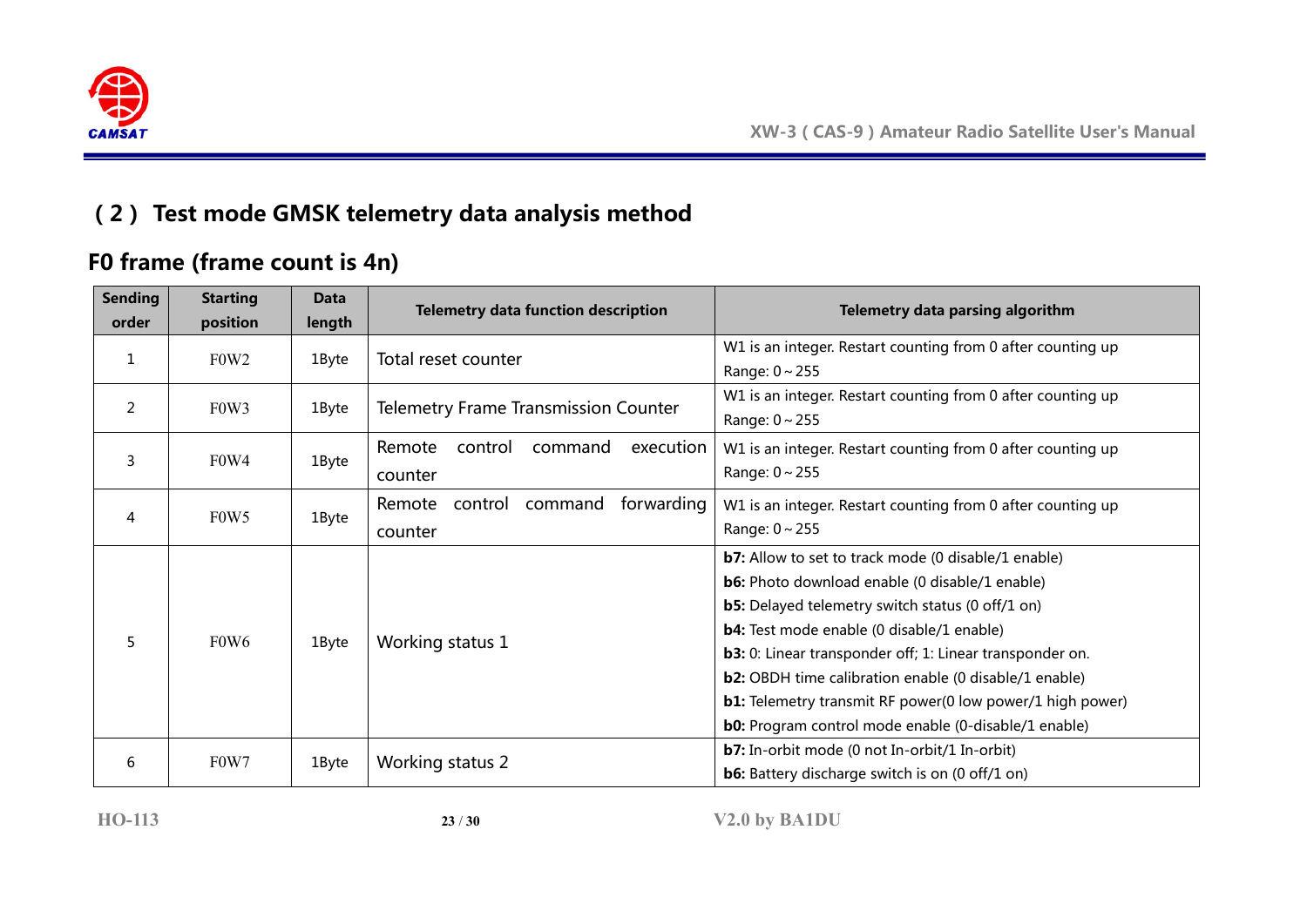## ( 2 ) Test mode GMSK telemetry data analysis method

### F0 frame (frame count is 4n)

| Sending order | Starting position | Data length | Telemetry data function description | Telemetry data parsing algorithm |
|---|---|---|---|---|
| 1 | F0W2 | 1Byte | Total reset counter | W1 is an integer. Restart counting from 0 after counting up<br>Range: 0～255 |
| 2 | F0W3 | 1Byte | Telemetry Frame Transmission Counter | W1 is an integer. Restart counting from 0 after counting up<br>Range: 0～255 |
| 3 | F0W4 | 1Byte | Remote control command execution counter | W1 is an integer. Restart counting from 0 after counting up<br>Range: 0～255 |
| 4 | F0W5 | 1Byte | Remote control command forwarding counter | W1 is an integer. Restart counting from 0 after counting up<br>Range: 0～255 |
| 5 | F0W6 | 1Byte | Working status 1 | **b7:** Allow to set to track mode (0 disable/1 enable)<br>**b6:** Photo download enable (0 disable/1 enable)<br>**b5:** Delayed telemetry switch status (0 off/1 on)<br>**b4:** Test mode enable (0 disable/1 enable)<br>**b3:** 0: Linear transponder off; 1: Linear transponder on.<br>**b2:** OBDH time calibration enable (0 disable/1 enable)<br>**b1:** Telemetry transmit RF power(0 low power/1 high power)<br>**b0:** Program control mode enable (0-disable/1 enable) |
| 6 | F0W7 | 1Byte | Working status 2 | **b7:** In-orbit mode (0 not In-orbit/1 In-orbit)<br>**b6:** Battery discharge switch is on (0 off/1 on) |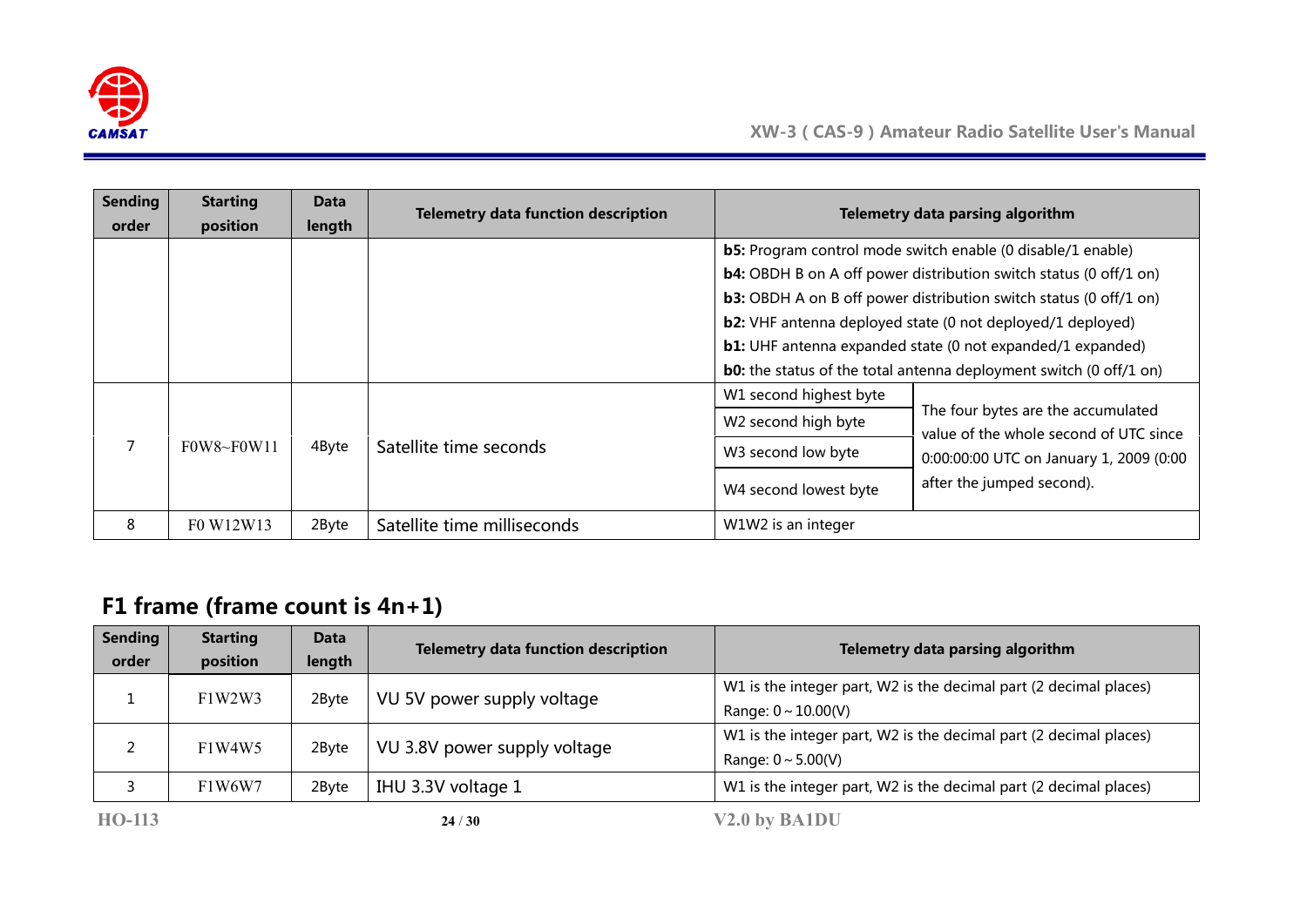| Sending order | Starting position | Data length | Telemetry data function description | Telemetry data parsing algorithm | |
|---|---|---|---|---|---|
| | | | | **b5:** Program control mode switch enable (0 disable/1 enable)<br>**b4:** OBDH B on A off power distribution switch status (0 off/1 on)<br>**b3:** OBDH A on B off power distribution switch status (0 off/1 on)<br>**b2:** VHF antenna deployed state (0 not deployed/1 deployed)<br>**b1:** UHF antenna expanded state (0 not expanded/1 expanded)<br>**b0:** the status of the total antenna deployment switch (0 off/1 on) | |
| 7 | F0W8~F0W11 | 4Byte | Satellite time seconds | W1 second highest byte | The four bytes are the accumulated value of the whole second of UTC since 0:00:00:00 UTC on January 1, 2009 (0:00 after the jumped second). |
| | | | | W2 second high byte | |
| | | | | W3 second low byte | |
| | | | | W4 second lowest byte | |
| 8 | F0 W12W13 | 2Byte | Satellite time milliseconds | W1W2 is an integer | |

## F1 frame (frame count is 4n+1)

| Sending order | Starting position | Data length | Telemetry data function description | Telemetry data parsing algorithm |
|---|---|---|---|---|
| 1 | F1W2W3 | 2Byte | VU 5V power supply voltage | W1 is the integer part, W2 is the decimal part (2 decimal places)<br>Range: 0 ~ 10.00(V) |
| 2 | F1W4W5 | 2Byte | VU 3.8V power supply voltage | W1 is the integer part, W2 is the decimal part (2 decimal places)<br>Range: 0 ~ 5.00(V) |
| 3 | F1W6W7 | 2Byte | IHU 3.3V voltage 1 | W1 is the integer part, W2 is the decimal part (2 decimal places) |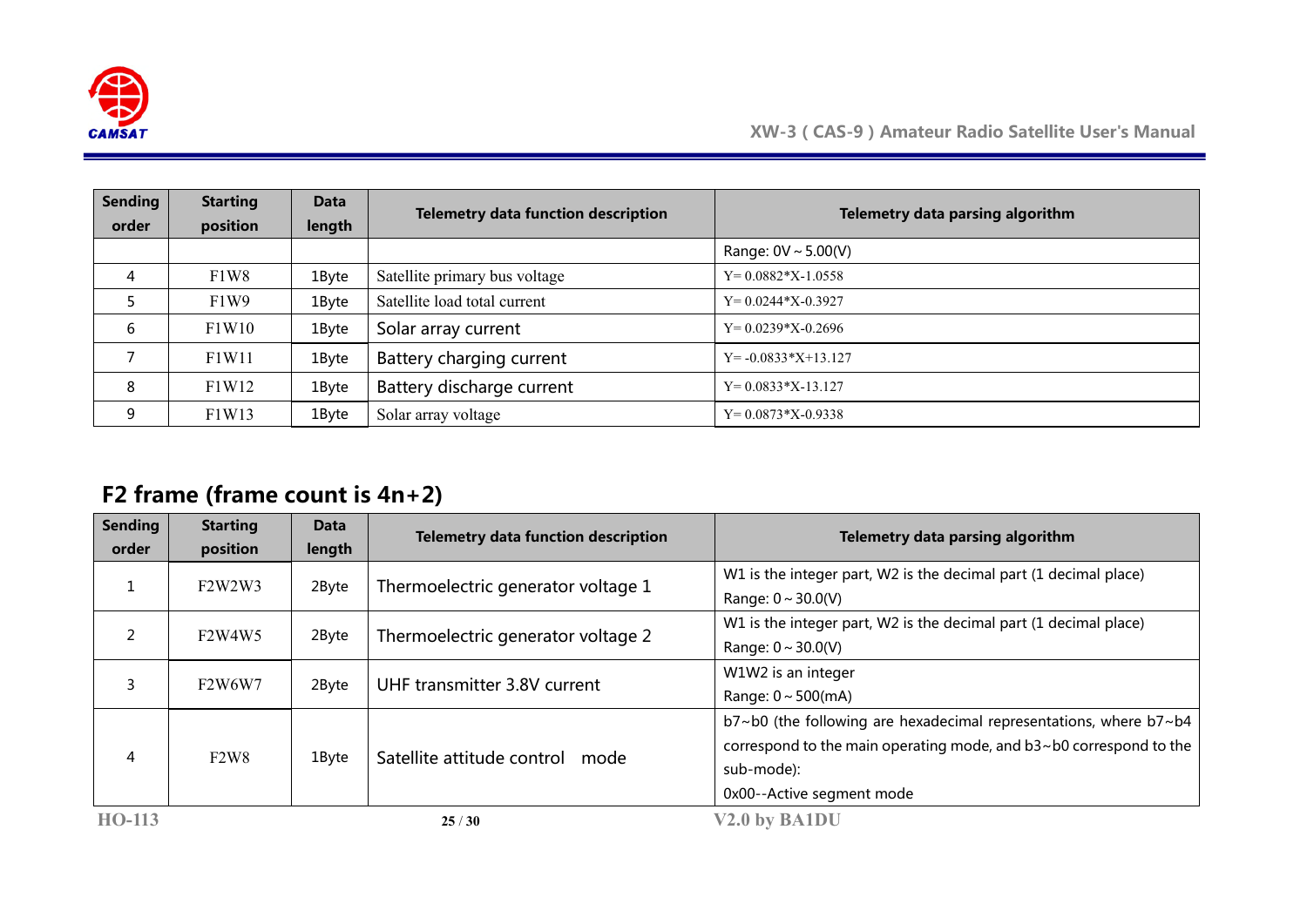| Sending order | Starting position | Data length | Telemetry data function description | Telemetry data parsing algorithm |
|---|---|---|---|---|
| | | | | Range: 0V ~ 5.00(V) |
| 4 | F1W8 | 1Byte | Satellite primary bus voltage | Y= 0.0882*X-1.0558 |
| 5 | F1W9 | 1Byte | Satellite load total current | Y= 0.0244*X-0.3927 |
| 6 | F1W10 | 1Byte | Solar array current | Y= 0.0239*X-0.2696 |
| 7 | F1W11 | 1Byte | Battery charging current | Y= -0.0833*X+13.127 |
| 8 | F1W12 | 1Byte | Battery discharge current | Y= 0.0833*X-13.127 |
| 9 | F1W13 | 1Byte | Solar array voltage | Y= 0.0873*X-0.9338 |

## F2 frame (frame count is 4n+2)

| Sending order | Starting position | Data length | Telemetry data function description | Telemetry data parsing algorithm |
|---|---|---|---|---|
| 1 | F2W2W3 | 2Byte | Thermoelectric generator voltage 1 | W1 is the integer part, W2 is the decimal part (1 decimal place) Range: 0 ~ 30.0(V) |
| 2 | F2W4W5 | 2Byte | Thermoelectric generator voltage 2 | W1 is the integer part, W2 is the decimal part (1 decimal place) Range: 0 ~ 30.0(V) |
| 3 | F2W6W7 | 2Byte | UHF transmitter 3.8V current | W1W2 is an integer Range: 0 ~ 500(mA) |
| 4 | F2W8 | 1Byte | Satellite attitude control mode | b7~b0 (the following are hexadecimal representations, where b7~b4 correspond to the main operating mode, and b3~b0 correspond to the sub-mode): 0x00--Active segment mode |

HO-113 V2.0 by BA1DU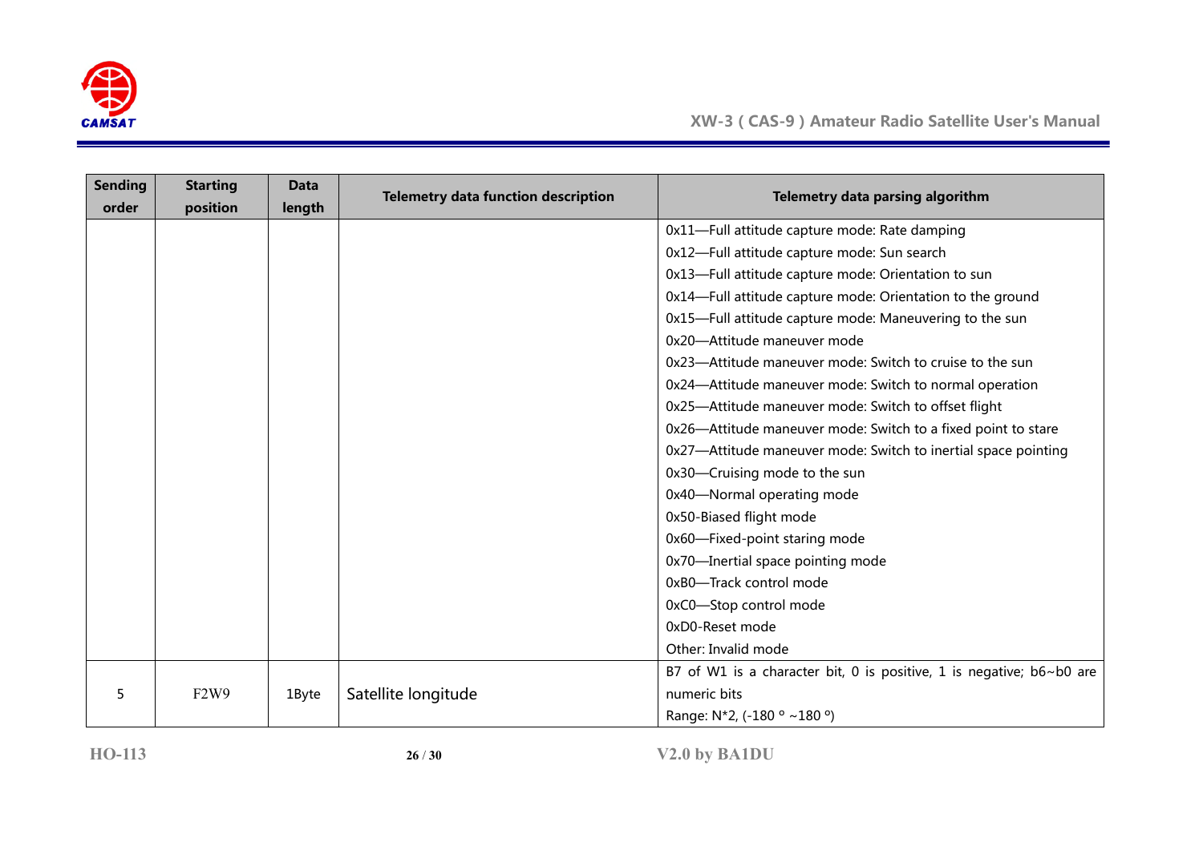| Sending order | Starting position | Data length | Telemetry data function description | Telemetry data parsing algorithm |
|---|---|---|---|---|
| | | | | 0x11—Full attitude capture mode: Rate damping<br>0x12—Full attitude capture mode: Sun search<br>0x13—Full attitude capture mode: Orientation to sun<br>0x14—Full attitude capture mode: Orientation to the ground<br>0x15—Full attitude capture mode: Maneuvering to the sun<br>0x20—Attitude maneuver mode<br>0x23—Attitude maneuver mode: Switch to cruise to the sun<br>0x24—Attitude maneuver mode: Switch to normal operation<br>0x25—Attitude maneuver mode: Switch to offset flight<br>0x26—Attitude maneuver mode: Switch to a fixed point to stare<br>0x27—Attitude maneuver mode: Switch to inertial space pointing<br>0x30—Cruising mode to the sun<br>0x40—Normal operating mode<br>0x50-Biased flight mode<br>0x60—Fixed-point staring mode<br>0x70—Inertial space pointing mode<br>0xB0—Track control mode<br>0xC0—Stop control mode<br>0xD0-Reset mode<br>Other: Invalid mode |
| 5 | F2W9 | 1Byte | Satellite longitude | B7 of W1 is a character bit, 0 is positive, 1 is negative; b6~b0 are numeric bits<br>Range: N*2, (-180 º ~180 º) |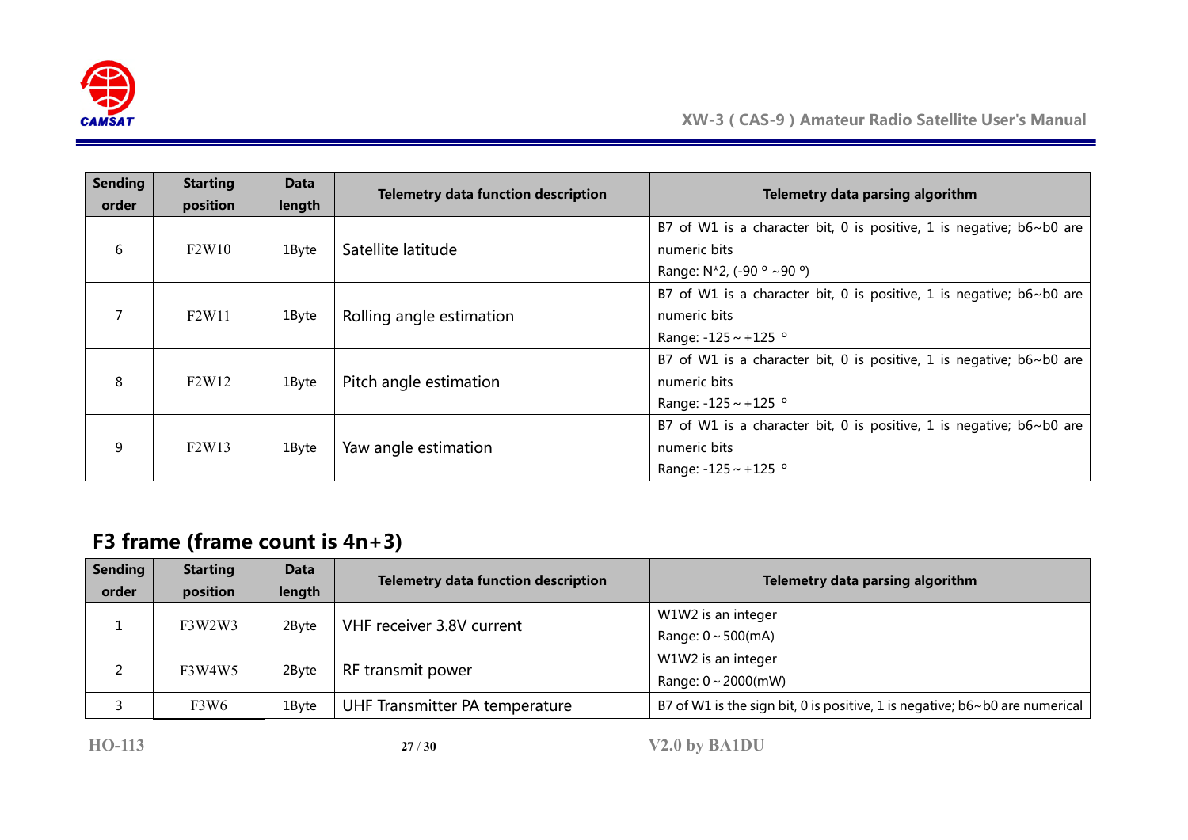| Sending order | Starting position | Data length | Telemetry data function description | Telemetry data parsing algorithm |
|---|---|---|---|---|
| 6 | F2W10 | 1Byte | Satellite latitude | B7 of W1 is a character bit, 0 is positive, 1 is negative; b6~b0 are numeric bits<br>Range: N*2, (-90 ° ~90 °) |
| 7 | F2W11 | 1Byte | Rolling angle estimation | B7 of W1 is a character bit, 0 is positive, 1 is negative; b6~b0 are numeric bits<br>Range: -125 ~ +125 ° |
| 8 | F2W12 | 1Byte | Pitch angle estimation | B7 of W1 is a character bit, 0 is positive, 1 is negative; b6~b0 are numeric bits<br>Range: -125 ~ +125 ° |
| 9 | F2W13 | 1Byte | Yaw angle estimation | B7 of W1 is a character bit, 0 is positive, 1 is negative; b6~b0 are numeric bits<br>Range: -125 ~ +125 ° |

## F3 frame (frame count is 4n+3)

| Sending order | Starting position | Data length | Telemetry data function description | Telemetry data parsing algorithm |
|---|---|---|---|---|
| 1 | F3W2W3 | 2Byte | VHF receiver 3.8V current | W1W2 is an integer<br>Range: 0 ~ 500(mA) |
| 2 | F3W4W5 | 2Byte | RF transmit power | W1W2 is an integer<br>Range: 0 ~ 2000(mW) |
| 3 | F3W6 | 1Byte | UHF Transmitter PA temperature | B7 of W1 is the sign bit, 0 is positive, 1 is negative; b6~b0 are numerical |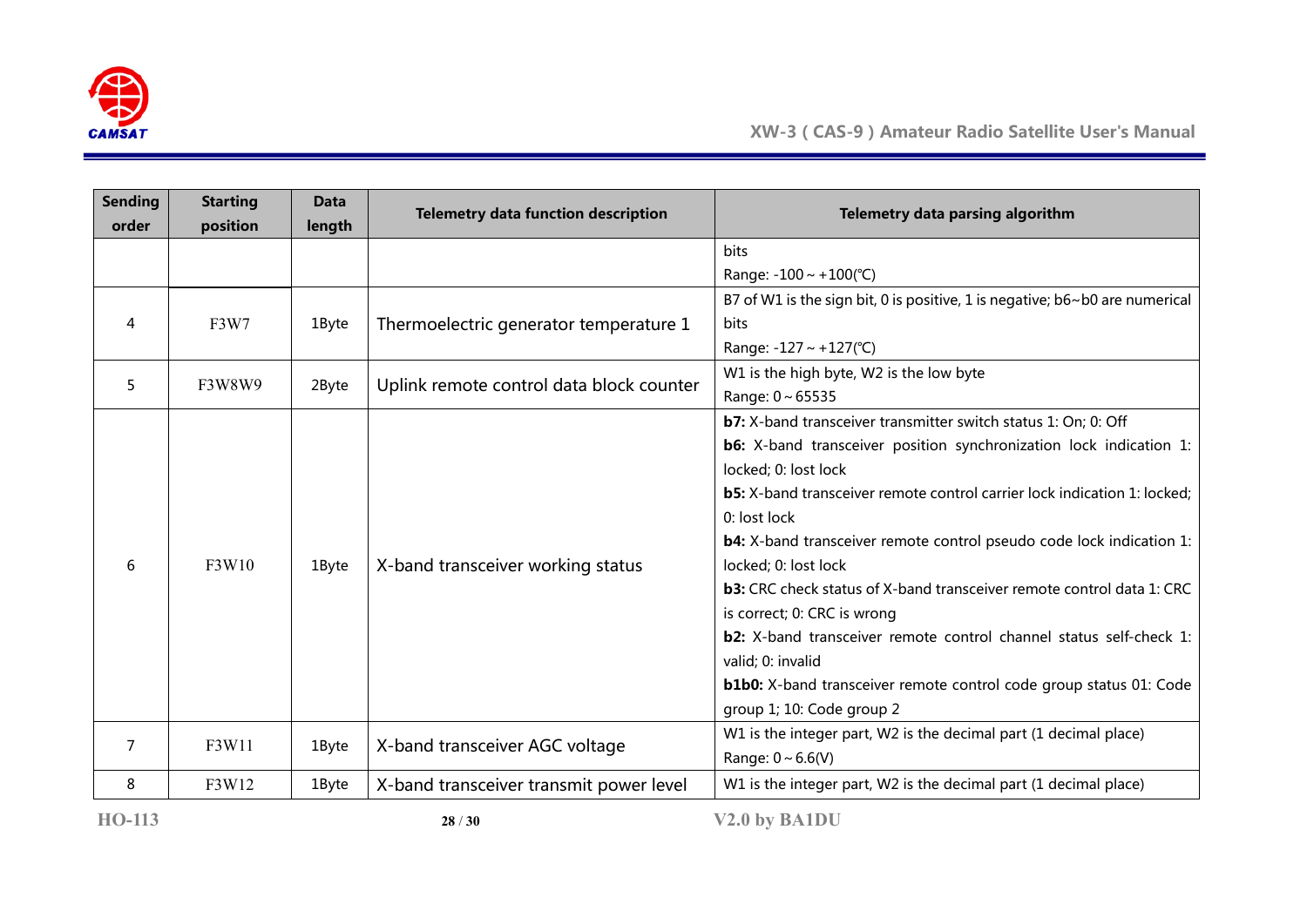| Sending order | Starting position | Data length | Telemetry data function description | Telemetry data parsing algorithm |
|---|---|---|---|---|
| | | | | bits<br>Range: -100 ~ +100(℃) |
| 4 | F3W7 | 1Byte | Thermoelectric generator temperature 1 | B7 of W1 is the sign bit, 0 is positive, 1 is negative; b6~b0 are numerical bits<br>Range: -127 ~ +127(℃) |
| 5 | F3W8W9 | 2Byte | Uplink remote control data block counter | W1 is the high byte, W2 is the low byte<br>Range: 0 ~ 65535 |
| 6 | F3W10 | 1Byte | X-band transceiver working status | **b7:** X-band transceiver transmitter switch status 1: On; 0: Off<br>**b6:** X-band transceiver position synchronization lock indication 1: locked; 0: lost lock<br>**b5:** X-band transceiver remote control carrier lock indication 1: locked; 0: lost lock<br>**b4:** X-band transceiver remote control pseudo code lock indication 1: locked; 0: lost lock<br>**b3:** CRC check status of X-band transceiver remote control data 1: CRC is correct; 0: CRC is wrong<br>**b2:** X-band transceiver remote control channel status self-check 1: valid; 0: invalid<br>**b1b0:** X-band transceiver remote control code group status 01: Code group 1; 10: Code group 2 |
| 7 | F3W11 | 1Byte | X-band transceiver AGC voltage | W1 is the integer part, W2 is the decimal part (1 decimal place)<br>Range: 0 ~ 6.6(V) |
| 8 | F3W12 | 1Byte | X-band transceiver transmit power level | W1 is the integer part, W2 is the decimal part (1 decimal place) |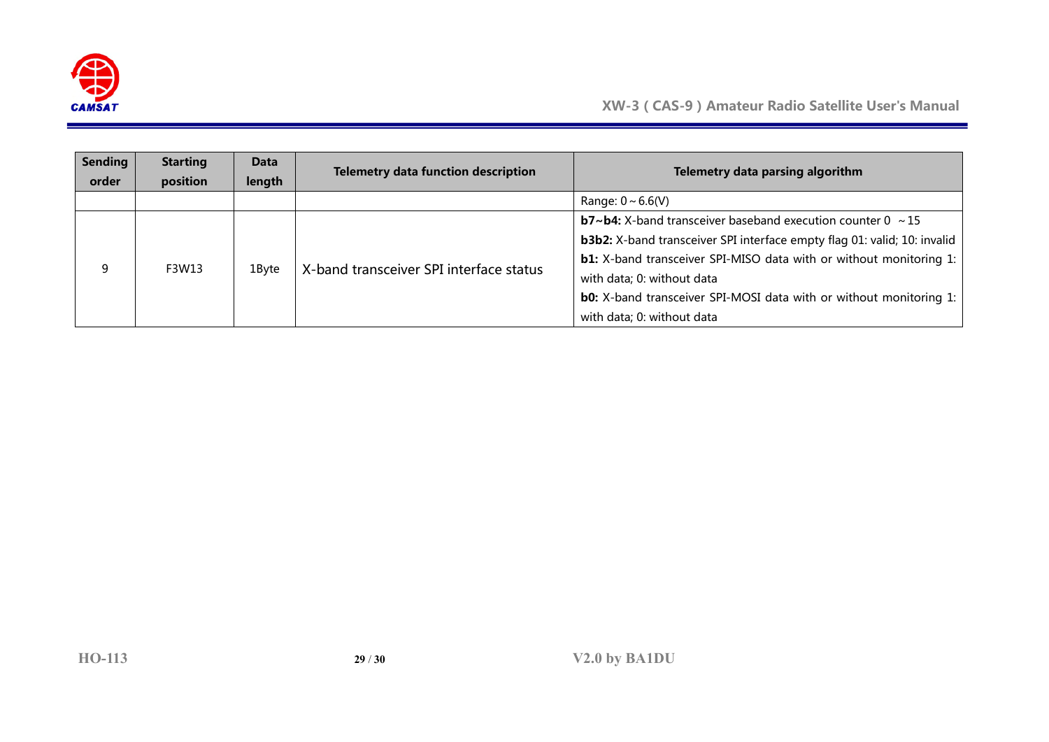| Sending order | Starting position | Data length | Telemetry data function description | Telemetry data parsing algorithm |
|---|---|---|---|---|
| | | | | Range: 0 ~ 6.6(V) |
| 9 | F3W13 | 1Byte | X-band transceiver SPI interface status | **b7~b4:** X-band transceiver baseband execution counter 0 ~ 15<br>**b3b2:** X-band transceiver SPI interface empty flag 01: valid; 10: invalid<br>**b1:** X-band transceiver SPI-MISO data with or without monitoring 1: with data; 0: without data<br>**b0:** X-band transceiver SPI-MOSI data with or without monitoring 1: with data; 0: without data |